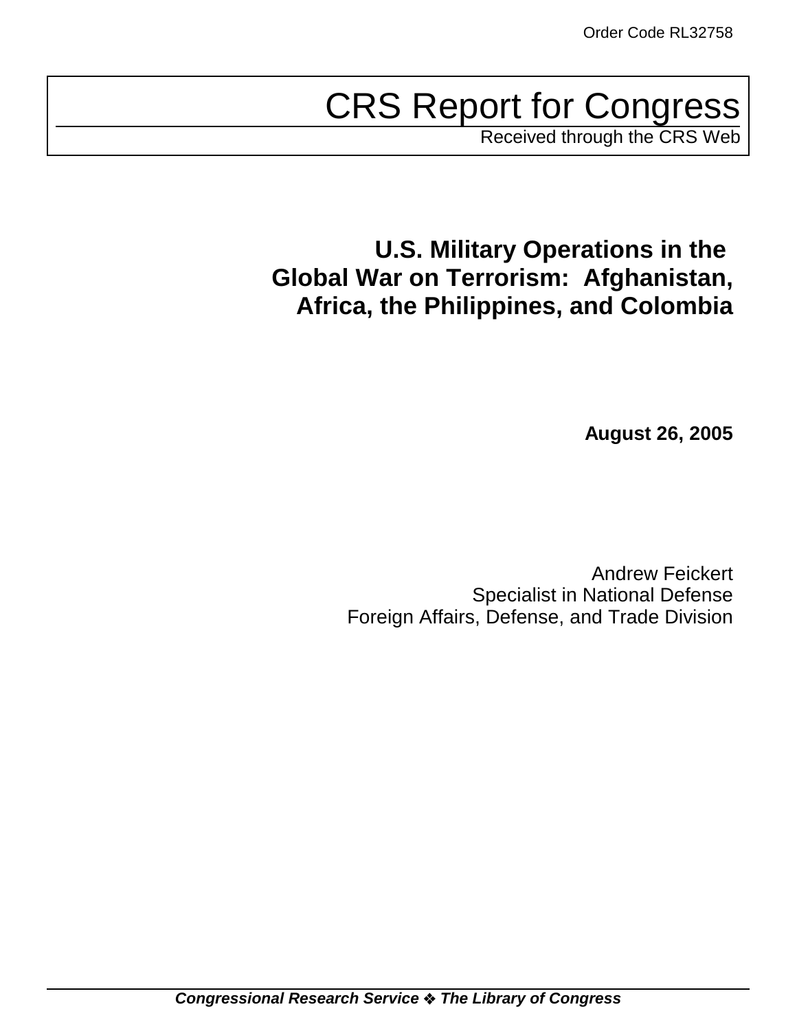Order Code RL32758

# CRS Report for Congress

Received through the CRS Web

## U.S. Military Operations in the Global War on Terrorism: Afghanistan, Africa, the Philippines, and Colombia

**August 26, 2005**

Andrew Feickert
Specialist in National Defense
Foreign Affairs, Defense, and Trade Division

***Congressional Research Service ❖ The Library of Congress***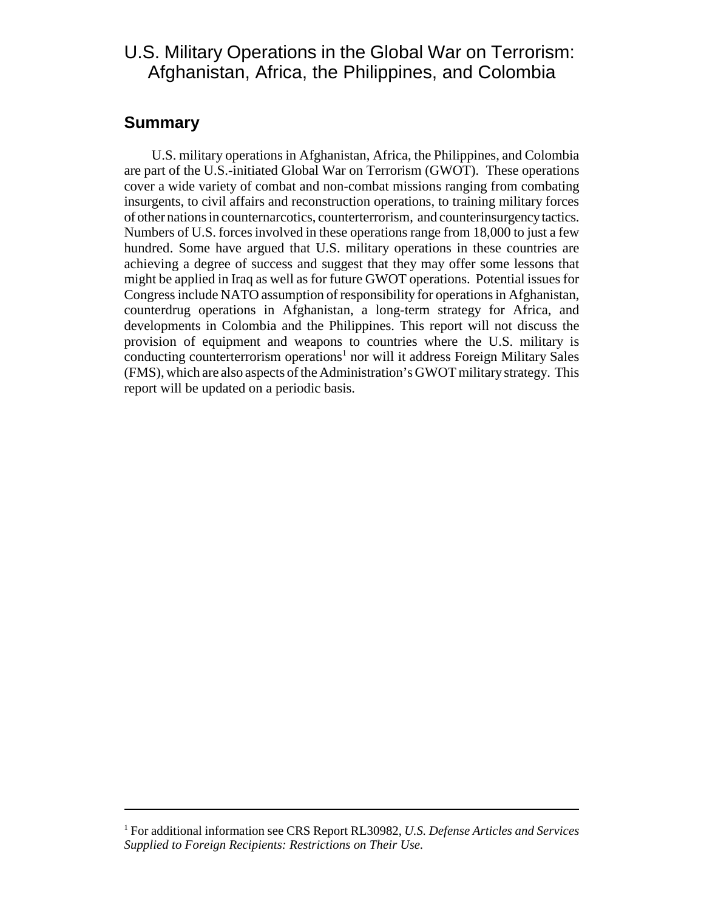# U.S. Military Operations in the Global War on Terrorism: Afghanistan, Africa, the Philippines, and Colombia

## Summary

U.S. military operations in Afghanistan, Africa, the Philippines, and Colombia are part of the U.S.-initiated Global War on Terrorism (GWOT). These operations cover a wide variety of combat and non-combat missions ranging from combating insurgents, to civil affairs and reconstruction operations, to training military forces of other nations in counternarcotics, counterterrorism, and counterinsurgency tactics. Numbers of U.S. forces involved in these operations range from 18,000 to just a few hundred. Some have argued that U.S. military operations in these countries are achieving a degree of success and suggest that they may offer some lessons that might be applied in Iraq as well as for future GWOT operations. Potential issues for Congress include NATO assumption of responsibility for operations in Afghanistan, counterdrug operations in Afghanistan, a long-term strategy for Africa, and developments in Colombia and the Philippines. This report will not discuss the provision of equipment and weapons to countries where the U.S. military is conducting counterterrorism operations[1] nor will it address Foreign Military Sales (FMS), which are also aspects of the Administration's GWOT military strategy. This report will be updated on a periodic basis.

---

[1] For additional information see CRS Report RL30982, *U.S. Defense Articles and Services Supplied to Foreign Recipients: Restrictions on Their Use.*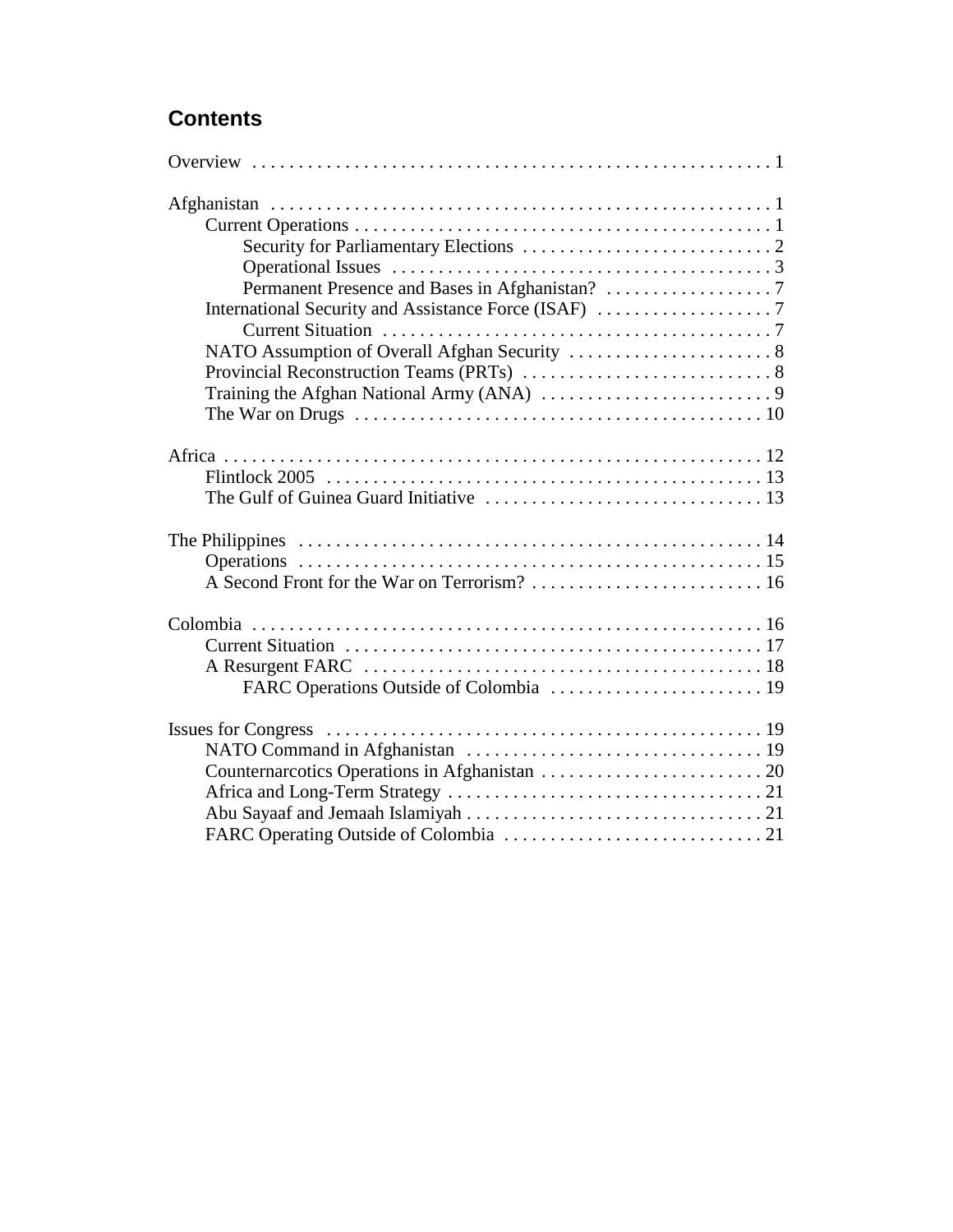## Contents

Overview . . . . . 1

Afghanistan . . . . . 1
- Current Operations . . . . . 1
  - Security for Parliamentary Elections . . . . . 2
  - Operational Issues . . . . . 3
  - Permanent Presence and Bases in Afghanistan? . . . . . 7
- International Security and Assistance Force (ISAF) . . . . . 7
  - Current Situation . . . . . 7
- NATO Assumption of Overall Afghan Security . . . . . 8
- Provincial Reconstruction Teams (PRTs) . . . . . 8
- Training the Afghan National Army (ANA) . . . . . 9
- The War on Drugs . . . . . 10

Africa . . . . . 12
- Flintlock 2005 . . . . . 13
- The Gulf of Guinea Guard Initiative . . . . . 13

The Philippines . . . . . 14
- Operations . . . . . 15
- A Second Front for the War on Terrorism? . . . . . 16

Colombia . . . . . 16
- Current Situation . . . . . 17
- A Resurgent FARC . . . . . 18
  - FARC Operations Outside of Colombia . . . . . 19

Issues for Congress . . . . . 19
- NATO Command in Afghanistan . . . . . 19
- Counternarcotics Operations in Afghanistan . . . . . 20
- Africa and Long-Term Strategy . . . . . 21
- Abu Sayaaf and Jemaah Islamiyah . . . . . 21
- FARC Operating Outside of Colombia . . . . . 21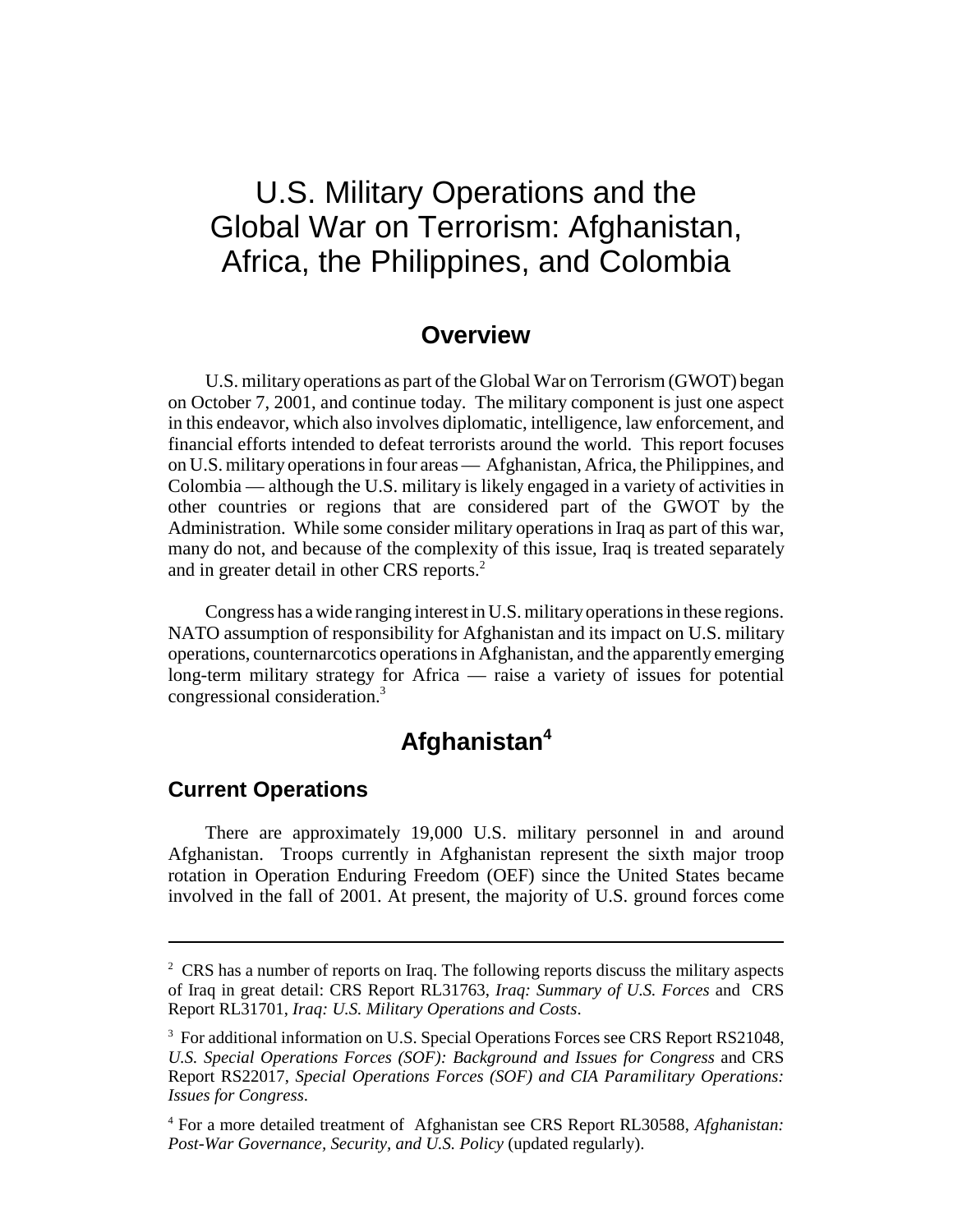# U.S. Military Operations and the Global War on Terrorism: Afghanistan, Africa, the Philippines, and Colombia

## Overview

U.S. military operations as part of the Global War on Terrorism (GWOT) began on October 7, 2001, and continue today. The military component is just one aspect in this endeavor, which also involves diplomatic, intelligence, law enforcement, and financial efforts intended to defeat terrorists around the world. This report focuses on U.S. military operations in four areas — Afghanistan, Africa, the Philippines, and Colombia — although the U.S. military is likely engaged in a variety of activities in other countries or regions that are considered part of the GWOT by the Administration. While some consider military operations in Iraq as part of this war, many do not, and because of the complexity of this issue, Iraq is treated separately and in greater detail in other CRS reports.[2]

Congress has a wide ranging interest in U.S. military operations in these regions. NATO assumption of responsibility for Afghanistan and its impact on U.S. military operations, counternarcotics operations in Afghanistan, and the apparently emerging long-term military strategy for Africa — raise a variety of issues for potential congressional consideration.[3]

## Afghanistan[4]

### Current Operations

There are approximately 19,000 U.S. military personnel in and around Afghanistan. Troops currently in Afghanistan represent the sixth major troop rotation in Operation Enduring Freedom (OEF) since the United States became involved in the fall of 2001. At present, the majority of U.S. ground forces come

---

[2] CRS has a number of reports on Iraq. The following reports discuss the military aspects of Iraq in great detail: CRS Report RL31763, *Iraq: Summary of U.S. Forces* and CRS Report RL31701, *Iraq: U.S. Military Operations and Costs*.

[3] For additional information on U.S. Special Operations Forces see CRS Report RS21048, *U.S. Special Operations Forces (SOF): Background and Issues for Congress* and CRS Report RS22017, *Special Operations Forces (SOF) and CIA Paramilitary Operations: Issues for Congress*.

[4] For a more detailed treatment of Afghanistan see CRS Report RL30588, *Afghanistan: Post-War Governance, Security, and U.S. Policy* (updated regularly).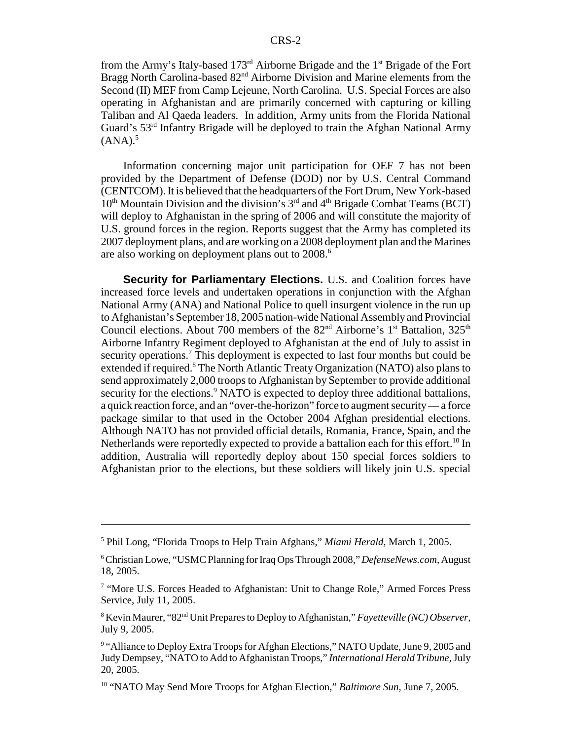from the Army's Italy-based 173rd Airborne Brigade and the 1st Brigade of the Fort Bragg North Carolina-based 82nd Airborne Division and Marine elements from the Second (II) MEF from Camp Lejeune, North Carolina. U.S. Special Forces are also operating in Afghanistan and are primarily concerned with capturing or killing Taliban and Al Qaeda leaders. In addition, Army units from the Florida National Guard's 53rd Infantry Brigade will be deployed to train the Afghan National Army (ANA).[5]

Information concerning major unit participation for OEF 7 has not been provided by the Department of Defense (DOD) nor by U.S. Central Command (CENTCOM). It is believed that the headquarters of the Fort Drum, New York-based 10th Mountain Division and the division's 3rd and 4th Brigade Combat Teams (BCT) will deploy to Afghanistan in the spring of 2006 and will constitute the majority of U.S. ground forces in the region. Reports suggest that the Army has completed its 2007 deployment plans, and are working on a 2008 deployment plan and the Marines are also working on deployment plans out to 2008.[6]

**Security for Parliamentary Elections.** U.S. and Coalition forces have increased force levels and undertaken operations in conjunction with the Afghan National Army (ANA) and National Police to quell insurgent violence in the run up to Afghanistan's September 18, 2005 nation-wide National Assembly and Provincial Council elections. About 700 members of the 82nd Airborne's 1st Battalion, 325th Airborne Infantry Regiment deployed to Afghanistan at the end of July to assist in security operations.[7] This deployment is expected to last four months but could be extended if required.[8] The North Atlantic Treaty Organization (NATO) also plans to send approximately 2,000 troops to Afghanistan by September to provide additional security for the elections.[9] NATO is expected to deploy three additional battalions, a quick reaction force, and an "over-the-horizon" force to augment security — a force package similar to that used in the October 2004 Afghan presidential elections. Although NATO has not provided official details, Romania, France, Spain, and the Netherlands were reportedly expected to provide a battalion each for this effort.[10] In addition, Australia will reportedly deploy about 150 special forces soldiers to Afghanistan prior to the elections, but these soldiers will likely join U.S. special

---

[5] Phil Long, "Florida Troops to Help Train Afghans," *Miami Herald*, March 1, 2005.

[6] Christian Lowe, "USMC Planning for Iraq Ops Through 2008," *DefenseNews.com*, August 18, 2005.

[7] "More U.S. Forces Headed to Afghanistan: Unit to Change Role," Armed Forces Press Service, July 11, 2005.

[8] Kevin Maurer, "82nd Unit Prepares to Deploy to Afghanistan," *Fayetteville (NC) Observer*, July 9, 2005.

[9] "Alliance to Deploy Extra Troops for Afghan Elections," NATO Update, June 9, 2005 and Judy Dempsey, "NATO to Add to Afghanistan Troops," *International Herald Tribune*, July 20, 2005.

[10] "NATO May Send More Troops for Afghan Election," *Baltimore Sun*, June 7, 2005.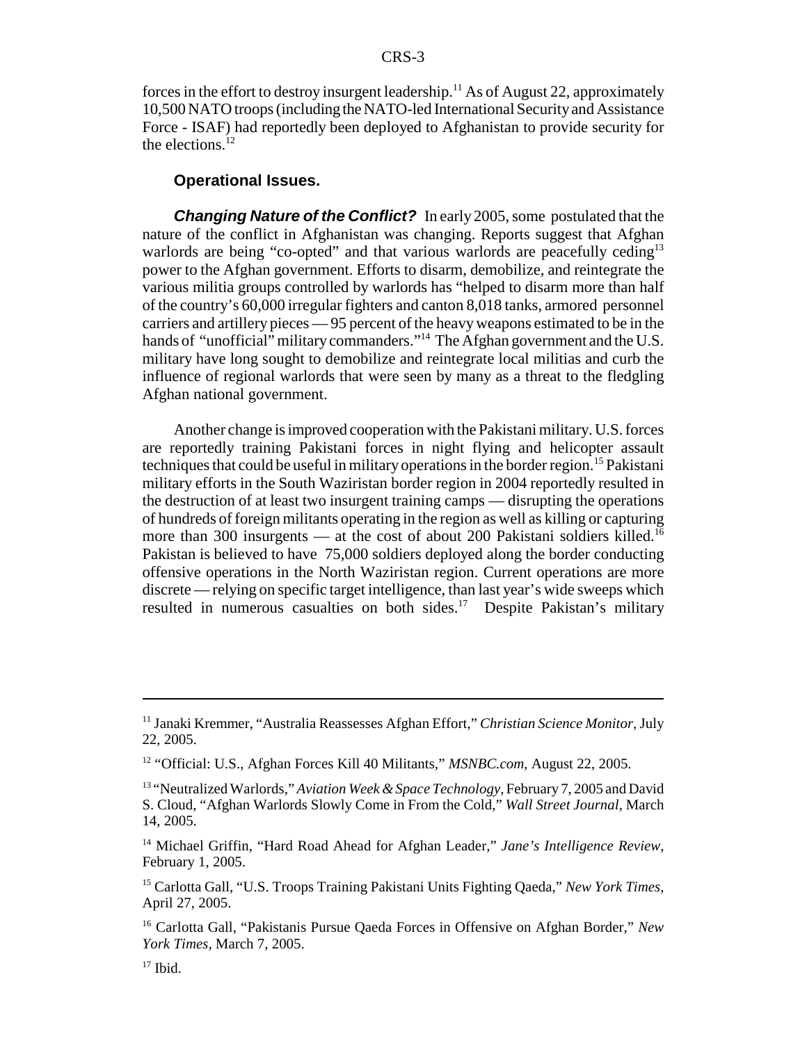forces in the effort to destroy insurgent leadership.[11] As of August 22, approximately 10,500 NATO troops (including the NATO-led International Security and Assistance Force - ISAF) had reportedly been deployed to Afghanistan to provide security for the elections.[12]

### Operational Issues.

***Changing Nature of the Conflict?*** In early 2005, some postulated that the nature of the conflict in Afghanistan was changing. Reports suggest that Afghan warlords are being "co-opted" and that various warlords are peacefully ceding[13] power to the Afghan government. Efforts to disarm, demobilize, and reintegrate the various militia groups controlled by warlords has "helped to disarm more than half of the country's 60,000 irregular fighters and canton 8,018 tanks, armored personnel carriers and artillery pieces — 95 percent of the heavy weapons estimated to be in the hands of "unofficial" military commanders."[14] The Afghan government and the U.S. military have long sought to demobilize and reintegrate local militias and curb the influence of regional warlords that were seen by many as a threat to the fledgling Afghan national government.

Another change is improved cooperation with the Pakistani military. U.S. forces are reportedly training Pakistani forces in night flying and helicopter assault techniques that could be useful in military operations in the border region.[15] Pakistani military efforts in the South Waziristan border region in 2004 reportedly resulted in the destruction of at least two insurgent training camps — disrupting the operations of hundreds of foreign militants operating in the region as well as killing or capturing more than 300 insurgents — at the cost of about 200 Pakistani soldiers killed.[16] Pakistan is believed to have 75,000 soldiers deployed along the border conducting offensive operations in the North Waziristan region. Current operations are more discrete — relying on specific target intelligence, than last year's wide sweeps which resulted in numerous casualties on both sides.[17] Despite Pakistan's military

---

[11] Janaki Kremmer, "Australia Reassesses Afghan Effort," *Christian Science Monitor*, July 22, 2005.

[12] "Official: U.S., Afghan Forces Kill 40 Militants," *MSNBC.com*, August 22, 2005.

[13] "Neutralized Warlords," *Aviation Week & Space Technology*, February 7, 2005 and David S. Cloud, "Afghan Warlords Slowly Come in From the Cold," *Wall Street Journal*, March 14, 2005.

[14] Michael Griffin, "Hard Road Ahead for Afghan Leader," *Jane's Intelligence Review*, February 1, 2005.

[15] Carlotta Gall, "U.S. Troops Training Pakistani Units Fighting Qaeda," *New York Times*, April 27, 2005.

[16] Carlotta Gall, "Pakistanis Pursue Qaeda Forces in Offensive on Afghan Border," *New York Times*, March 7, 2005.

[17] Ibid.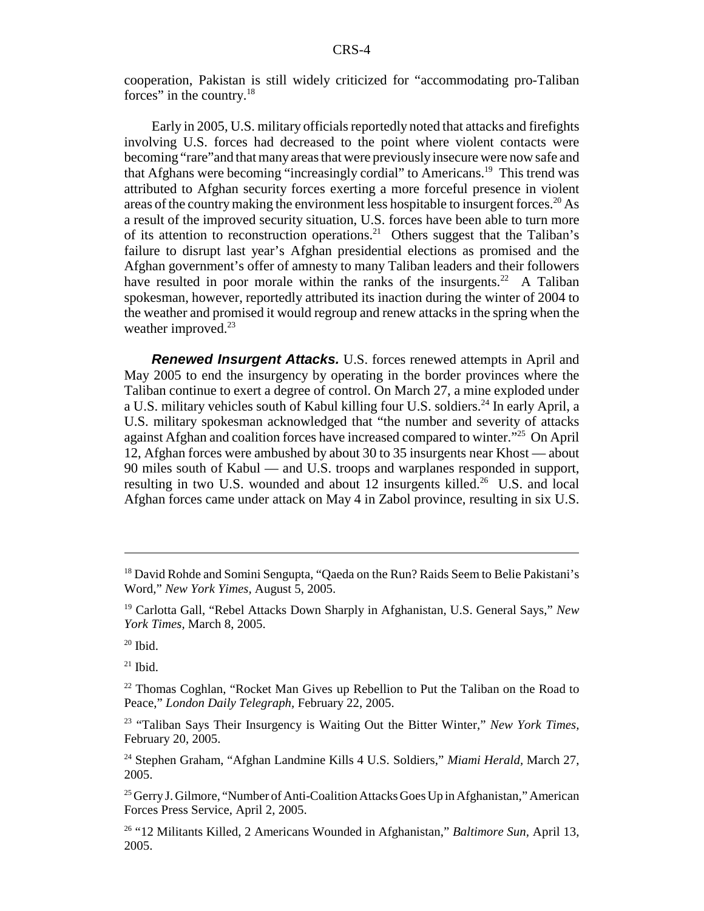cooperation, Pakistan is still widely criticized for "accommodating pro-Taliban forces" in the country.[18]

Early in 2005, U.S. military officials reportedly noted that attacks and firefights involving U.S. forces had decreased to the point where violent contacts were becoming "rare"and that many areas that were previously insecure were now safe and that Afghans were becoming "increasingly cordial" to Americans.[19] This trend was attributed to Afghan security forces exerting a more forceful presence in violent areas of the country making the environment less hospitable to insurgent forces.[20] As a result of the improved security situation, U.S. forces have been able to turn more of its attention to reconstruction operations.[21] Others suggest that the Taliban's failure to disrupt last year's Afghan presidential elections as promised and the Afghan government's offer of amnesty to many Taliban leaders and their followers have resulted in poor morale within the ranks of the insurgents.[22] A Taliban spokesman, however, reportedly attributed its inaction during the winter of 2004 to the weather and promised it would regroup and renew attacks in the spring when the weather improved.[23]

***Renewed Insurgent Attacks.*** U.S. forces renewed attempts in April and May 2005 to end the insurgency by operating in the border provinces where the Taliban continue to exert a degree of control. On March 27, a mine exploded under a U.S. military vehicles south of Kabul killing four U.S. soldiers.[24] In early April, a U.S. military spokesman acknowledged that "the number and severity of attacks against Afghan and coalition forces have increased compared to winter."[25] On April 12, Afghan forces were ambushed by about 30 to 35 insurgents near Khost — about 90 miles south of Kabul — and U.S. troops and warplanes responded in support, resulting in two U.S. wounded and about 12 insurgents killed.[26] U.S. and local Afghan forces came under attack on May 4 in Zabol province, resulting in six U.S.

---

[18] David Rohde and Somini Sengupta, "Qaeda on the Run? Raids Seem to Belie Pakistani's Word," *New York Yimes*, August 5, 2005.

[19] Carlotta Gall, "Rebel Attacks Down Sharply in Afghanistan, U.S. General Says," *New York Times*, March 8, 2005.

[20] Ibid.

[21] Ibid.

[22] Thomas Coghlan, "Rocket Man Gives up Rebellion to Put the Taliban on the Road to Peace," *London Daily Telegraph*, February 22, 2005.

[23] "Taliban Says Their Insurgency is Waiting Out the Bitter Winter," *New York Times*, February 20, 2005.

[24] Stephen Graham, "Afghan Landmine Kills 4 U.S. Soldiers," *Miami Herald*, March 27, 2005.

[25] Gerry J. Gilmore, "Number of Anti-Coalition Attacks Goes Up in Afghanistan," American Forces Press Service, April 2, 2005.

[26] "12 Militants Killed, 2 Americans Wounded in Afghanistan," *Baltimore Sun*, April 13, 2005.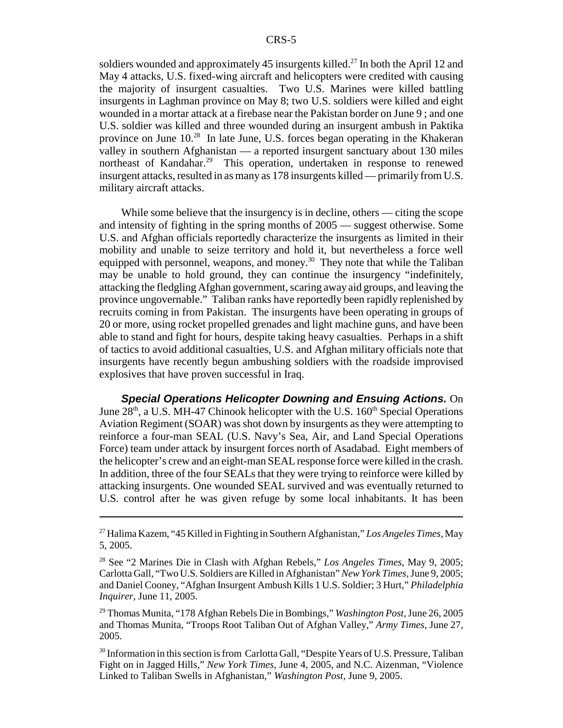soldiers wounded and approximately 45 insurgents killed.[27] In both the April 12 and May 4 attacks, U.S. fixed-wing aircraft and helicopters were credited with causing the majority of insurgent casualties. Two U.S. Marines were killed battling insurgents in Laghman province on May 8; two U.S. soldiers were killed and eight wounded in a mortar attack at a firebase near the Pakistan border on June 9 ; and one U.S. soldier was killed and three wounded during an insurgent ambush in Paktika province on June 10.[28] In late June, U.S. forces began operating in the Khakeran valley in southern Afghanistan — a reported insurgent sanctuary about 130 miles northeast of Kandahar.[29] This operation, undertaken in response to renewed insurgent attacks, resulted in as many as 178 insurgents killed — primarily from U.S. military aircraft attacks.

While some believe that the insurgency is in decline, others — citing the scope and intensity of fighting in the spring months of 2005 — suggest otherwise. Some U.S. and Afghan officials reportedly characterize the insurgents as limited in their mobility and unable to seize territory and hold it, but nevertheless a force well equipped with personnel, weapons, and money.[30] They note that while the Taliban may be unable to hold ground, they can continue the insurgency "indefinitely, attacking the fledgling Afghan government, scaring away aid groups, and leaving the province ungovernable." Taliban ranks have reportedly been rapidly replenished by recruits coming in from Pakistan. The insurgents have been operating in groups of 20 or more, using rocket propelled grenades and light machine guns, and have been able to stand and fight for hours, despite taking heavy casualties. Perhaps in a shift of tactics to avoid additional casualties, U.S. and Afghan military officials note that insurgents have recently begun ambushing soldiers with the roadside improvised explosives that have proven successful in Iraq.

***Special Operations Helicopter Downing and Ensuing Actions.*** On June 28th, a U.S. MH-47 Chinook helicopter with the U.S. 160th Special Operations Aviation Regiment (SOAR) was shot down by insurgents as they were attempting to reinforce a four-man SEAL (U.S. Navy's Sea, Air, and Land Special Operations Force) team under attack by insurgent forces north of Asadabad. Eight members of the helicopter's crew and an eight-man SEAL response force were killed in the crash. In addition, three of the four SEALs that they were trying to reinforce were killed by attacking insurgents. One wounded SEAL survived and was eventually returned to U.S. control after he was given refuge by some local inhabitants. It has been

---

[27] Halima Kazem, "45 Killed in Fighting in Southern Afghanistan," *Los Angeles Times*, May 5, 2005.

[28] See "2 Marines Die in Clash with Afghan Rebels," *Los Angeles Times*, May 9, 2005; Carlotta Gall, "Two U.S. Soldiers are Killed in Afghanistan" *New York Times*, June 9, 2005; and Daniel Cooney, "Afghan Insurgent Ambush Kills 1 U.S. Soldier; 3 Hurt," *Philadelphia Inquirer*, June 11, 2005.

[29] Thomas Munita, "178 Afghan Rebels Die in Bombings," *Washington Post*, June 26, 2005 and Thomas Munita, "Troops Root Taliban Out of Afghan Valley," *Army Times*, June 27, 2005.

[30] Information in this section is from Carlotta Gall, "Despite Years of U.S. Pressure, Taliban Fight on in Jagged Hills," *New York Times*, June 4, 2005, and N.C. Aizenman, "Violence Linked to Taliban Swells in Afghanistan," *Washington Post*, June 9, 2005.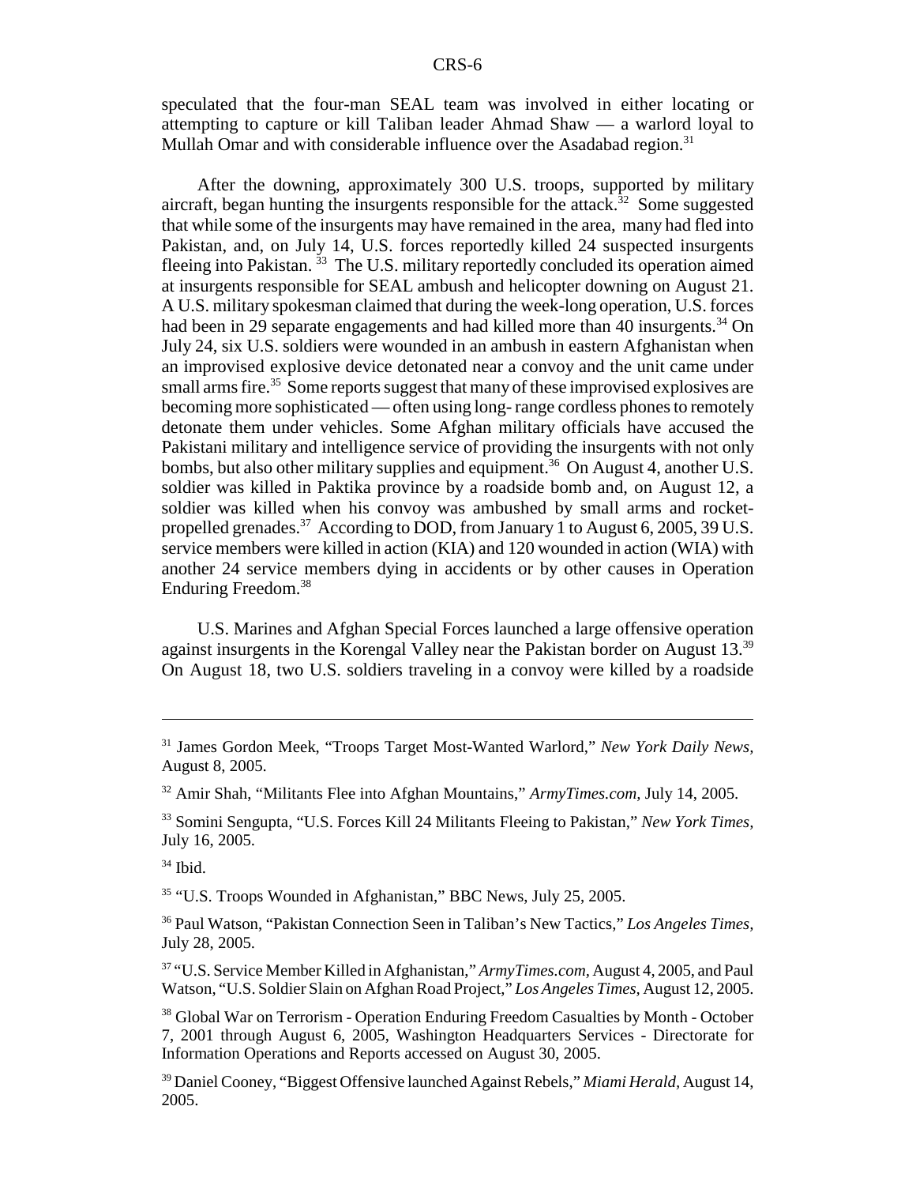speculated that the four-man SEAL team was involved in either locating or attempting to capture or kill Taliban leader Ahmad Shaw — a warlord loyal to Mullah Omar and with considerable influence over the Asadabad region.[31]

After the downing, approximately 300 U.S. troops, supported by military aircraft, began hunting the insurgents responsible for the attack.[32] Some suggested that while some of the insurgents may have remained in the area, many had fled into Pakistan, and, on July 14, U.S. forces reportedly killed 24 suspected insurgents fleeing into Pakistan.[33] The U.S. military reportedly concluded its operation aimed at insurgents responsible for SEAL ambush and helicopter downing on August 21. A U.S. military spokesman claimed that during the week-long operation, U.S. forces had been in 29 separate engagements and had killed more than 40 insurgents.[34] On July 24, six U.S. soldiers were wounded in an ambush in eastern Afghanistan when an improvised explosive device detonated near a convoy and the unit came under small arms fire.[35] Some reports suggest that many of these improvised explosives are becoming more sophisticated — often using long- range cordless phones to remotely detonate them under vehicles. Some Afghan military officials have accused the Pakistani military and intelligence service of providing the insurgents with not only bombs, but also other military supplies and equipment.[36] On August 4, another U.S. soldier was killed in Paktika province by a roadside bomb and, on August 12, a soldier was killed when his convoy was ambushed by small arms and rocket-propelled grenades.[37] According to DOD, from January 1 to August 6, 2005, 39 U.S. service members were killed in action (KIA) and 120 wounded in action (WIA) with another 24 service members dying in accidents or by other causes in Operation Enduring Freedom.[38]

U.S. Marines and Afghan Special Forces launched a large offensive operation against insurgents in the Korengal Valley near the Pakistan border on August 13.[39] On August 18, two U.S. soldiers traveling in a convoy were killed by a roadside

---

[31] James Gordon Meek, "Troops Target Most-Wanted Warlord," *New York Daily News*, August 8, 2005.

[32] Amir Shah, "Militants Flee into Afghan Mountains," *ArmyTimes.com,* July 14, 2005.

[33] Somini Sengupta, "U.S. Forces Kill 24 Militants Fleeing to Pakistan," *New York Times,* July 16, 2005.

[34] Ibid.

[35] "U.S. Troops Wounded in Afghanistan," BBC News, July 25, 2005.

[36] Paul Watson, "Pakistan Connection Seen in Taliban's New Tactics," *Los Angeles Times*, July 28, 2005.

[37] "U.S. Service Member Killed in Afghanistan," *ArmyTimes.com*, August 4, 2005, and Paul Watson, "U.S. Soldier Slain on Afghan Road Project," *Los Angeles Times,* August 12, 2005.

[38] Global War on Terrorism - Operation Enduring Freedom Casualties by Month - October 7, 2001 through August 6, 2005, Washington Headquarters Services - Directorate for Information Operations and Reports accessed on August 30, 2005.

[39] Daniel Cooney, "Biggest Offensive launched Against Rebels," *Miami Herald*, August 14, 2005.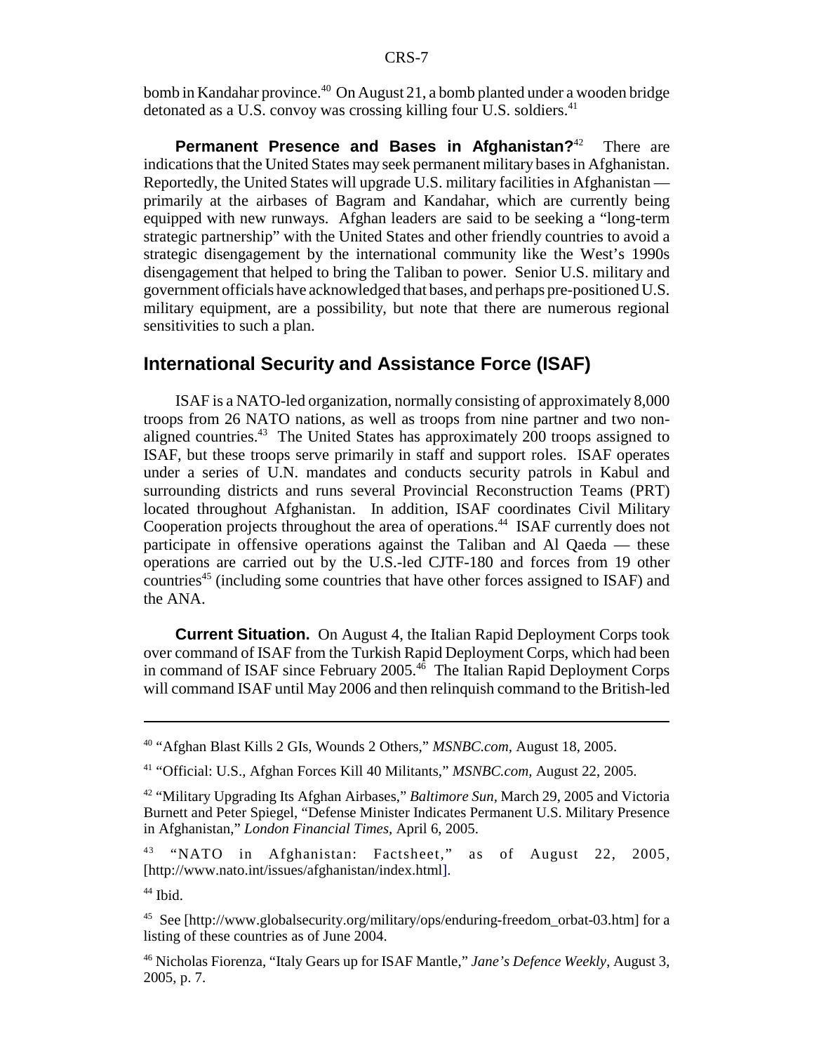bomb in Kandahar province.[40] On August 21, a bomb planted under a wooden bridge detonated as a U.S. convoy was crossing killing four U.S. soldiers.[41]

**Permanent Presence and Bases in Afghanistan?**[42] There are indications that the United States may seek permanent military bases in Afghanistan. Reportedly, the United States will upgrade U.S. military facilities in Afghanistan — primarily at the airbases of Bagram and Kandahar, which are currently being equipped with new runways. Afghan leaders are said to be seeking a "long-term strategic partnership" with the United States and other friendly countries to avoid a strategic disengagement by the international community like the West's 1990s disengagement that helped to bring the Taliban to power. Senior U.S. military and government officials have acknowledged that bases, and perhaps pre-positioned U.S. military equipment, are a possibility, but note that there are numerous regional sensitivities to such a plan.

## International Security and Assistance Force (ISAF)

ISAF is a NATO-led organization, normally consisting of approximately 8,000 troops from 26 NATO nations, as well as troops from nine partner and two non-aligned countries.[43] The United States has approximately 200 troops assigned to ISAF, but these troops serve primarily in staff and support roles. ISAF operates under a series of U.N. mandates and conducts security patrols in Kabul and surrounding districts and runs several Provincial Reconstruction Teams (PRT) located throughout Afghanistan. In addition, ISAF coordinates Civil Military Cooperation projects throughout the area of operations.[44] ISAF currently does not participate in offensive operations against the Taliban and Al Qaeda — these operations are carried out by the U.S.-led CJTF-180 and forces from 19 other countries[45] (including some countries that have other forces assigned to ISAF) and the ANA.

**Current Situation.** On August 4, the Italian Rapid Deployment Corps took over command of ISAF from the Turkish Rapid Deployment Corps, which had been in command of ISAF since February 2005.[46] The Italian Rapid Deployment Corps will command ISAF until May 2006 and then relinquish command to the British-led

---

[40] "Afghan Blast Kills 2 GIs, Wounds 2 Others," *MSNBC.com*, August 18, 2005.

[41] "Official: U.S., Afghan Forces Kill 40 Militants," *MSNBC.com*, August 22, 2005.

[42] "Military Upgrading Its Afghan Airbases," *Baltimore Sun*, March 29, 2005 and Victoria Burnett and Peter Spiegel, "Defense Minister Indicates Permanent U.S. Military Presence in Afghanistan," *London Financial Times*, April 6, 2005.

[43] "NATO in Afghanistan: Factsheet," as of August 22, 2005, [http://www.nato.int/issues/afghanistan/index.html].

[44] Ibid.

[45] See [http://www.globalsecurity.org/military/ops/enduring-freedom_orbat-03.htm] for a listing of these countries as of June 2004.

[46] Nicholas Fiorenza, "Italy Gears up for ISAF Mantle," *Jane's Defence Weekly*, August 3, 2005, p. 7.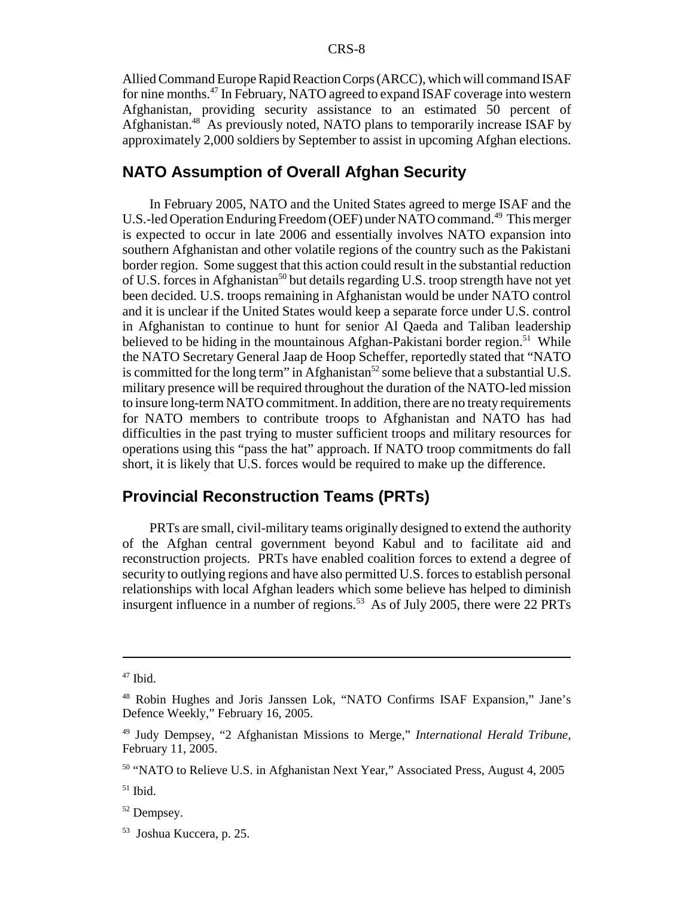Allied Command Europe Rapid Reaction Corps (ARCC), which will command ISAF for nine months.[47] In February, NATO agreed to expand ISAF coverage into western Afghanistan, providing security assistance to an estimated 50 percent of Afghanistan.[48] As previously noted, NATO plans to temporarily increase ISAF by approximately 2,000 soldiers by September to assist in upcoming Afghan elections.

## NATO Assumption of Overall Afghan Security

In February 2005, NATO and the United States agreed to merge ISAF and the U.S.-led Operation Enduring Freedom (OEF) under NATO command.[49] This merger is expected to occur in late 2006 and essentially involves NATO expansion into southern Afghanistan and other volatile regions of the country such as the Pakistani border region. Some suggest that this action could result in the substantial reduction of U.S. forces in Afghanistan[50] but details regarding U.S. troop strength have not yet been decided. U.S. troops remaining in Afghanistan would be under NATO control and it is unclear if the United States would keep a separate force under U.S. control in Afghanistan to continue to hunt for senior Al Qaeda and Taliban leadership believed to be hiding in the mountainous Afghan-Pakistani border region.[51] While the NATO Secretary General Jaap de Hoop Scheffer, reportedly stated that "NATO is committed for the long term" in Afghanistan[52] some believe that a substantial U.S. military presence will be required throughout the duration of the NATO-led mission to insure long-term NATO commitment. In addition, there are no treaty requirements for NATO members to contribute troops to Afghanistan and NATO has had difficulties in the past trying to muster sufficient troops and military resources for operations using this "pass the hat" approach. If NATO troop commitments do fall short, it is likely that U.S. forces would be required to make up the difference.

## Provincial Reconstruction Teams (PRTs)

PRTs are small, civil-military teams originally designed to extend the authority of the Afghan central government beyond Kabul and to facilitate aid and reconstruction projects. PRTs have enabled coalition forces to extend a degree of security to outlying regions and have also permitted U.S. forces to establish personal relationships with local Afghan leaders which some believe has helped to diminish insurgent influence in a number of regions.[53] As of July 2005, there were 22 PRTs

---

[47] Ibid.

[48] Robin Hughes and Joris Janssen Lok, "NATO Confirms ISAF Expansion," Jane's Defence Weekly," February 16, 2005.

[49] Judy Dempsey, "2 Afghanistan Missions to Merge," *International Herald Tribune*, February 11, 2005.

[50] "NATO to Relieve U.S. in Afghanistan Next Year," Associated Press, August 4, 2005

[51] Ibid.

[52] Dempsey.

[53] Joshua Kuccera, p. 25.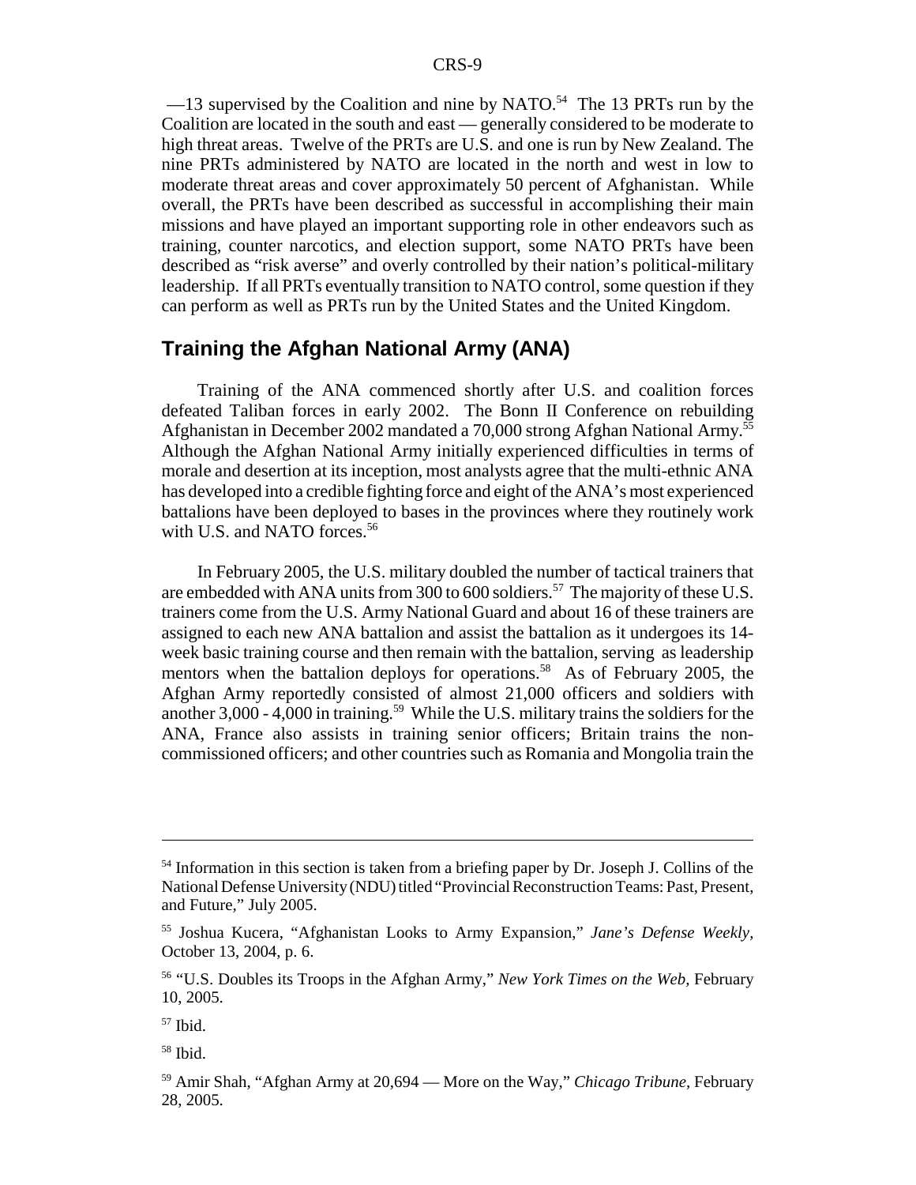—13 supervised by the Coalition and nine by NATO.[54] The 13 PRTs run by the Coalition are located in the south and east — generally considered to be moderate to high threat areas. Twelve of the PRTs are U.S. and one is run by New Zealand. The nine PRTs administered by NATO are located in the north and west in low to moderate threat areas and cover approximately 50 percent of Afghanistan. While overall, the PRTs have been described as successful in accomplishing their main missions and have played an important supporting role in other endeavors such as training, counter narcotics, and election support, some NATO PRTs have been described as "risk averse" and overly controlled by their nation's political-military leadership. If all PRTs eventually transition to NATO control, some question if they can perform as well as PRTs run by the United States and the United Kingdom.

## Training the Afghan National Army (ANA)

Training of the ANA commenced shortly after U.S. and coalition forces defeated Taliban forces in early 2002. The Bonn II Conference on rebuilding Afghanistan in December 2002 mandated a 70,000 strong Afghan National Army.[55] Although the Afghan National Army initially experienced difficulties in terms of morale and desertion at its inception, most analysts agree that the multi-ethnic ANA has developed into a credible fighting force and eight of the ANA's most experienced battalions have been deployed to bases in the provinces where they routinely work with U.S. and NATO forces.[56]

In February 2005, the U.S. military doubled the number of tactical trainers that are embedded with ANA units from 300 to 600 soldiers.[57] The majority of these U.S. trainers come from the U.S. Army National Guard and about 16 of these trainers are assigned to each new ANA battalion and assist the battalion as it undergoes its 14-week basic training course and then remain with the battalion, serving as leadership mentors when the battalion deploys for operations.[58] As of February 2005, the Afghan Army reportedly consisted of almost 21,000 officers and soldiers with another 3,000 - 4,000 in training.[59] While the U.S. military trains the soldiers for the ANA, France also assists in training senior officers; Britain trains the non-commissioned officers; and other countries such as Romania and Mongolia train the

---

[54] Information in this section is taken from a briefing paper by Dr. Joseph J. Collins of the National Defense University (NDU) titled "Provincial Reconstruction Teams: Past, Present, and Future," July 2005.

[55] Joshua Kucera, "Afghanistan Looks to Army Expansion," *Jane's Defense Weekly*, October 13, 2004, p. 6.

[56] "U.S. Doubles its Troops in the Afghan Army," *New York Times on the Web*, February 10, 2005.

[57] Ibid.

[58] Ibid.

[59] Amir Shah, "Afghan Army at 20,694 — More on the Way," *Chicago Tribune*, February 28, 2005.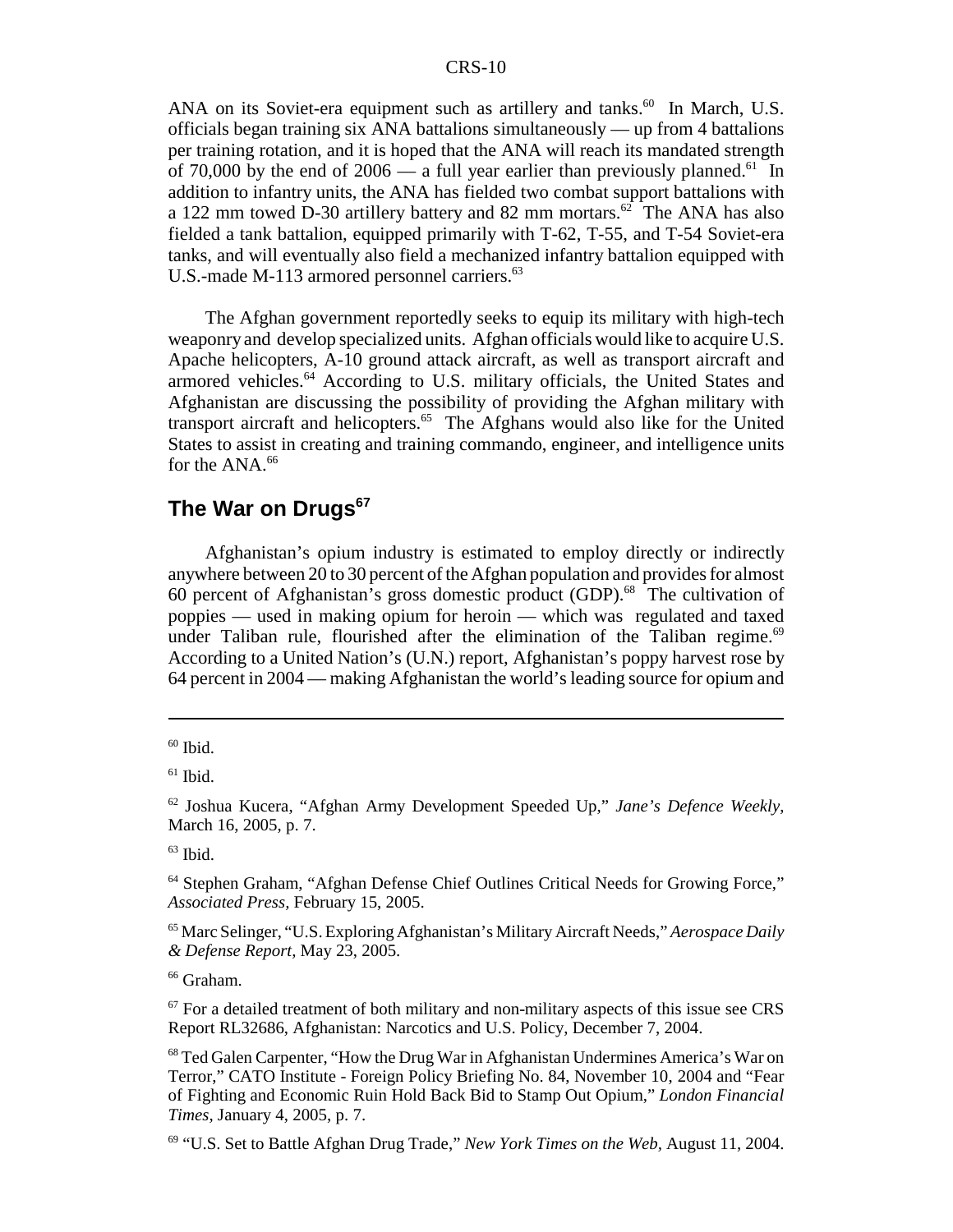ANA on its Soviet-era equipment such as artillery and tanks.[60] In March, U.S. officials began training six ANA battalions simultaneously — up from 4 battalions per training rotation, and it is hoped that the ANA will reach its mandated strength of 70,000 by the end of 2006 — a full year earlier than previously planned.[61] In addition to infantry units, the ANA has fielded two combat support battalions with a 122 mm towed D-30 artillery battery and 82 mm mortars.[62] The ANA has also fielded a tank battalion, equipped primarily with T-62, T-55, and T-54 Soviet-era tanks, and will eventually also field a mechanized infantry battalion equipped with U.S.-made M-113 armored personnel carriers.[63]

The Afghan government reportedly seeks to equip its military with high-tech weaponry and develop specialized units. Afghan officials would like to acquire U.S. Apache helicopters, A-10 ground attack aircraft, as well as transport aircraft and armored vehicles.[64] According to U.S. military officials, the United States and Afghanistan are discussing the possibility of providing the Afghan military with transport aircraft and helicopters.[65] The Afghans would also like for the United States to assist in creating and training commando, engineer, and intelligence units for the ANA.[66]

## The War on Drugs[67]

Afghanistan's opium industry is estimated to employ directly or indirectly anywhere between 20 to 30 percent of the Afghan population and provides for almost 60 percent of Afghanistan's gross domestic product (GDP).[68] The cultivation of poppies — used in making opium for heroin — which was regulated and taxed under Taliban rule, flourished after the elimination of the Taliban regime.[69] According to a United Nation's (U.N.) report, Afghanistan's poppy harvest rose by 64 percent in 2004 — making Afghanistan the world's leading source for opium and

---

[60] Ibid.

[61] Ibid.

[62] Joshua Kucera, "Afghan Army Development Speeded Up," *Jane's Defence Weekly*, March 16, 2005, p. 7.

[63] Ibid.

[64] Stephen Graham, "Afghan Defense Chief Outlines Critical Needs for Growing Force," *Associated Press*, February 15, 2005.

[65] Marc Selinger, "U.S. Exploring Afghanistan's Military Aircraft Needs," *Aerospace Daily & Defense Report*, May 23, 2005.

[66] Graham.

[67] For a detailed treatment of both military and non-military aspects of this issue see CRS Report RL32686, Afghanistan: Narcotics and U.S. Policy, December 7, 2004.

[68] Ted Galen Carpenter, "How the Drug War in Afghanistan Undermines America's War on Terror," CATO Institute - Foreign Policy Briefing No. 84, November 10, 2004 and "Fear of Fighting and Economic Ruin Hold Back Bid to Stamp Out Opium," *London Financial Times*, January 4, 2005, p. 7.

[69] "U.S. Set to Battle Afghan Drug Trade," *New York Times on the Web*, August 11, 2004.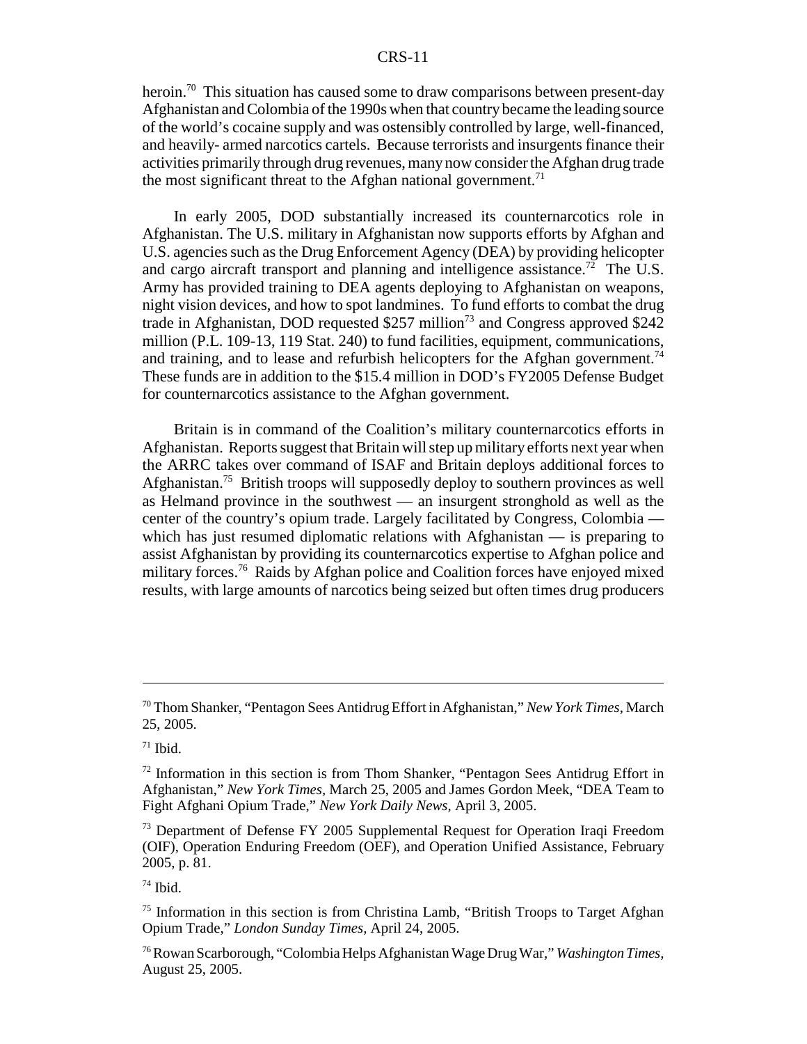heroin.[70] This situation has caused some to draw comparisons between present-day Afghanistan and Colombia of the 1990s when that country became the leading source of the world's cocaine supply and was ostensibly controlled by large, well-financed, and heavily- armed narcotics cartels. Because terrorists and insurgents finance their activities primarily through drug revenues, many now consider the Afghan drug trade the most significant threat to the Afghan national government.[71]

In early 2005, DOD substantially increased its counternarcotics role in Afghanistan. The U.S. military in Afghanistan now supports efforts by Afghan and U.S. agencies such as the Drug Enforcement Agency (DEA) by providing helicopter and cargo aircraft transport and planning and intelligence assistance.[72] The U.S. Army has provided training to DEA agents deploying to Afghanistan on weapons, night vision devices, and how to spot landmines. To fund efforts to combat the drug trade in Afghanistan, DOD requested $257 million[73] and Congress approved $242 million (P.L. 109-13, 119 Stat. 240) to fund facilities, equipment, communications, and training, and to lease and refurbish helicopters for the Afghan government.[74] These funds are in addition to the $15.4 million in DOD's FY2005 Defense Budget for counternarcotics assistance to the Afghan government.

Britain is in command of the Coalition's military counternarcotics efforts in Afghanistan. Reports suggest that Britain will step up military efforts next year when the ARRC takes over command of ISAF and Britain deploys additional forces to Afghanistan.[75] British troops will supposedly deploy to southern provinces as well as Helmand province in the southwest — an insurgent stronghold as well as the center of the country's opium trade. Largely facilitated by Congress, Colombia — which has just resumed diplomatic relations with Afghanistan — is preparing to assist Afghanistan by providing its counternarcotics expertise to Afghan police and military forces.[76] Raids by Afghan police and Coalition forces have enjoyed mixed results, with large amounts of narcotics being seized but often times drug producers

---

[70] Thom Shanker, "Pentagon Sees Antidrug Effort in Afghanistan," *New York Times*, March 25, 2005.

[71] Ibid.

[72] Information in this section is from Thom Shanker, "Pentagon Sees Antidrug Effort in Afghanistan," *New York Times*, March 25, 2005 and James Gordon Meek, "DEA Team to Fight Afghani Opium Trade," *New York Daily News*, April 3, 2005.

[73] Department of Defense FY 2005 Supplemental Request for Operation Iraqi Freedom (OIF), Operation Enduring Freedom (OEF), and Operation Unified Assistance, February 2005, p. 81.

[74] Ibid.

[75] Information in this section is from Christina Lamb, "British Troops to Target Afghan Opium Trade," *London Sunday Times*, April 24, 2005.

[76] Rowan Scarborough, "Colombia Helps Afghanistan Wage Drug War," *Washington Times*, August 25, 2005.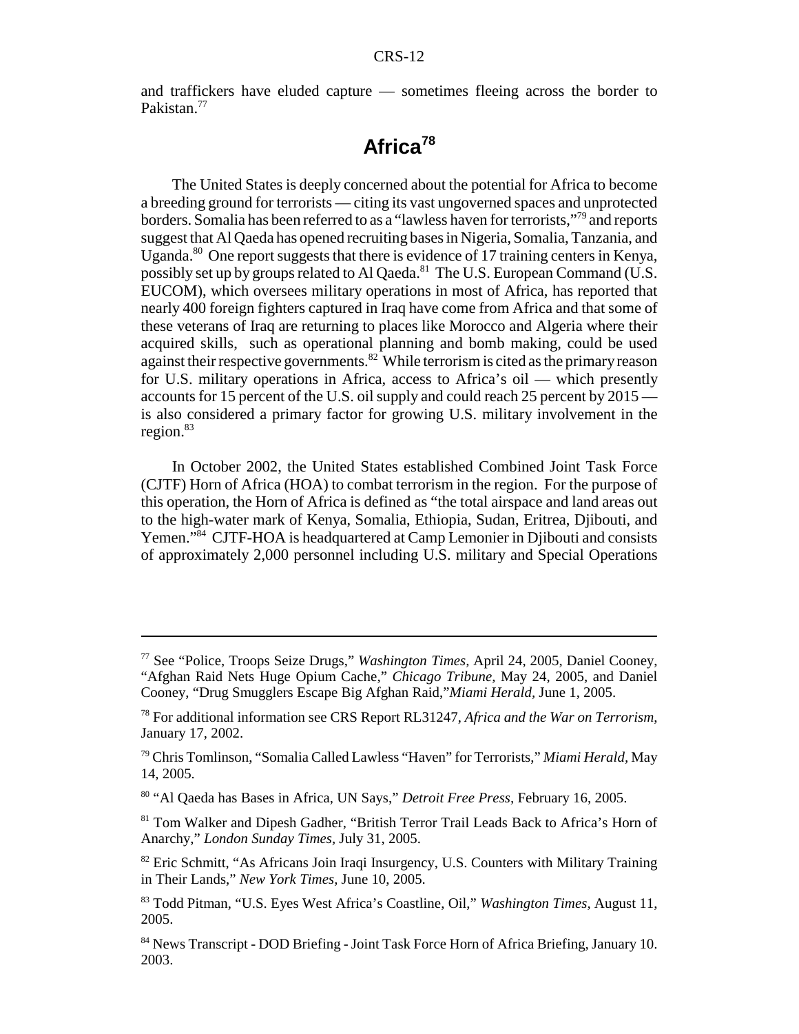and traffickers have eluded capture — sometimes fleeing across the border to Pakistan.[77]

## Africa[78]

The United States is deeply concerned about the potential for Africa to become a breeding ground for terrorists — citing its vast ungoverned spaces and unprotected borders. Somalia has been referred to as a "lawless haven for terrorists,"[79] and reports suggest that Al Qaeda has opened recruiting bases in Nigeria, Somalia, Tanzania, and Uganda.[80] One report suggests that there is evidence of 17 training centers in Kenya, possibly set up by groups related to Al Qaeda.[81] The U.S. European Command (U.S. EUCOM), which oversees military operations in most of Africa, has reported that nearly 400 foreign fighters captured in Iraq have come from Africa and that some of these veterans of Iraq are returning to places like Morocco and Algeria where their acquired skills, such as operational planning and bomb making, could be used against their respective governments.[82] While terrorism is cited as the primary reason for U.S. military operations in Africa, access to Africa's oil — which presently accounts for 15 percent of the U.S. oil supply and could reach 25 percent by 2015 — is also considered a primary factor for growing U.S. military involvement in the region.[83]

In October 2002, the United States established Combined Joint Task Force (CJTF) Horn of Africa (HOA) to combat terrorism in the region. For the purpose of this operation, the Horn of Africa is defined as "the total airspace and land areas out to the high-water mark of Kenya, Somalia, Ethiopia, Sudan, Eritrea, Djibouti, and Yemen."[84] CJTF-HOA is headquartered at Camp Lemonier in Djibouti and consists of approximately 2,000 personnel including U.S. military and Special Operations

---

[77] See "Police, Troops Seize Drugs," *Washington Times,* April 24, 2005, Daniel Cooney, "Afghan Raid Nets Huge Opium Cache," *Chicago Tribune,* May 24, 2005, and Daniel Cooney, "Drug Smugglers Escape Big Afghan Raid,"*Miami Herald*, June 1, 2005.

[78] For additional information see CRS Report RL31247, *Africa and the War on Terrorism,* January 17, 2002.

[79] Chris Tomlinson, "Somalia Called Lawless "Haven" for Terrorists," *Miami Herald,* May 14, 2005.

[80] "Al Qaeda has Bases in Africa, UN Says," *Detroit Free Press,* February 16, 2005.

[81] Tom Walker and Dipesh Gadher, "British Terror Trail Leads Back to Africa's Horn of Anarchy," *London Sunday Times,* July 31, 2005.

[82] Eric Schmitt, "As Africans Join Iraqi Insurgency, U.S. Counters with Military Training in Their Lands," *New York Times*, June 10, 2005.

[83] Todd Pitman, "U.S. Eyes West Africa's Coastline, Oil," *Washington Times,* August 11, 2005.

[84] News Transcript - DOD Briefing - Joint Task Force Horn of Africa Briefing, January 10. 2003.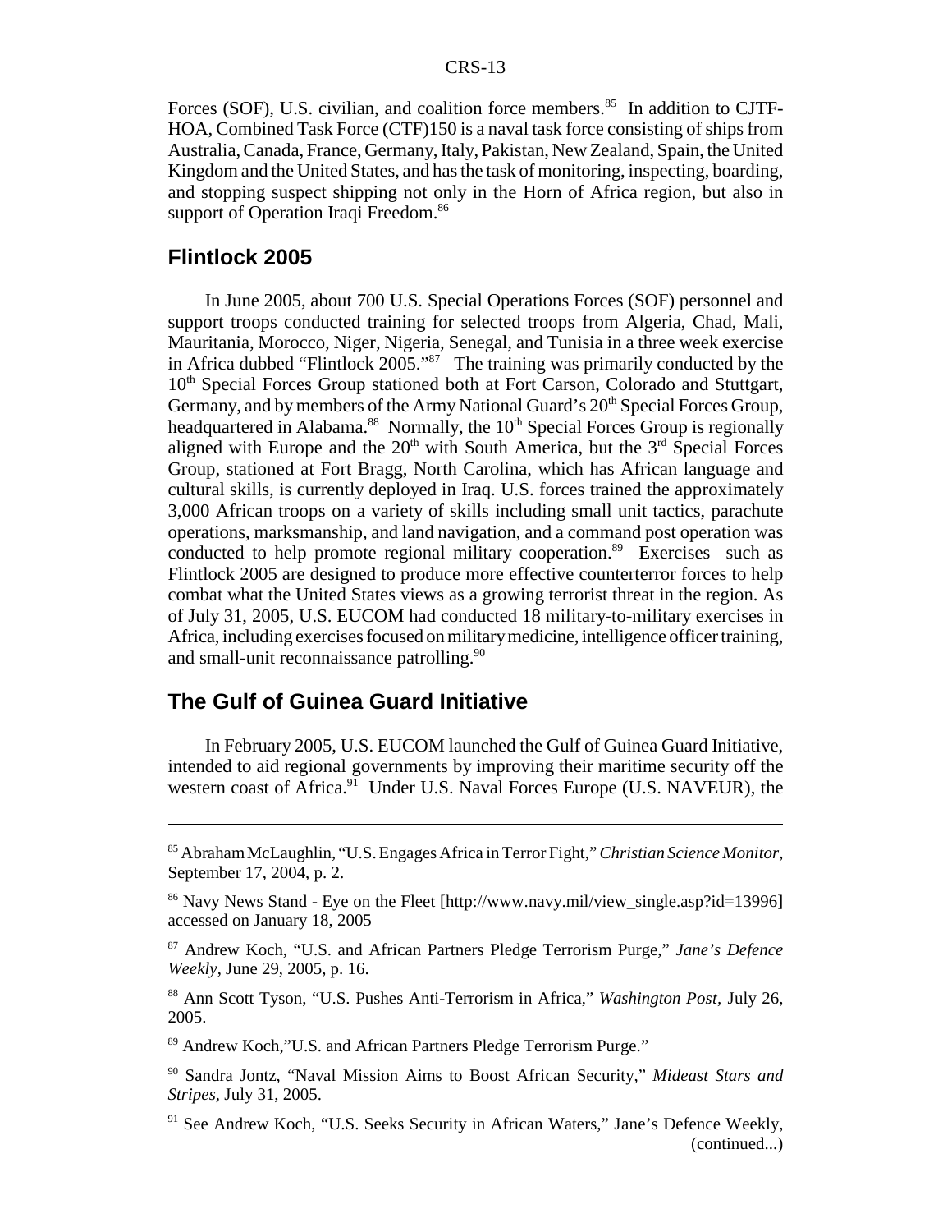Forces (SOF), U.S. civilian, and coalition force members.[85] In addition to CJTF-HOA, Combined Task Force (CTF)150 is a naval task force consisting of ships from Australia, Canada, France, Germany, Italy, Pakistan, New Zealand, Spain, the United Kingdom and the United States, and has the task of monitoring, inspecting, boarding, and stopping suspect shipping not only in the Horn of Africa region, but also in support of Operation Iraqi Freedom.[86]

## Flintlock 2005

In June 2005, about 700 U.S. Special Operations Forces (SOF) personnel and support troops conducted training for selected troops from Algeria, Chad, Mali, Mauritania, Morocco, Niger, Nigeria, Senegal, and Tunisia in a three week exercise in Africa dubbed "Flintlock 2005."[87] The training was primarily conducted by the 10th Special Forces Group stationed both at Fort Carson, Colorado and Stuttgart, Germany, and by members of the Army National Guard's 20th Special Forces Group, headquartered in Alabama.[88] Normally, the 10th Special Forces Group is regionally aligned with Europe and the 20th with South America, but the 3rd Special Forces Group, stationed at Fort Bragg, North Carolina, which has African language and cultural skills, is currently deployed in Iraq. U.S. forces trained the approximately 3,000 African troops on a variety of skills including small unit tactics, parachute operations, marksmanship, and land navigation, and a command post operation was conducted to help promote regional military cooperation.[89] Exercises such as Flintlock 2005 are designed to produce more effective counterterror forces to help combat what the United States views as a growing terrorist threat in the region. As of July 31, 2005, U.S. EUCOM had conducted 18 military-to-military exercises in Africa, including exercises focused on military medicine, intelligence officer training, and small-unit reconnaissance patrolling.[90]

## The Gulf of Guinea Guard Initiative

In February 2005, U.S. EUCOM launched the Gulf of Guinea Guard Initiative, intended to aid regional governments by improving their maritime security off the western coast of Africa.[91] Under U.S. Naval Forces Europe (U.S. NAVEUR), the

---

[85] Abraham McLaughlin, "U.S. Engages Africa in Terror Fight," *Christian Science Monitor*, September 17, 2004, p. 2.

[86] Navy News Stand - Eye on the Fleet [http://www.navy.mil/view_single.asp?id=13996] accessed on January 18, 2005

[87] Andrew Koch, "U.S. and African Partners Pledge Terrorism Purge," *Jane's Defence Weekly*, June 29, 2005, p. 16.

[88] Ann Scott Tyson, "U.S. Pushes Anti-Terrorism in Africa," *Washington Post*, July 26, 2005.

[89] Andrew Koch,"U.S. and African Partners Pledge Terrorism Purge."

[90] Sandra Jontz, "Naval Mission Aims to Boost African Security," *Mideast Stars and Stripes*, July 31, 2005.

[91] See Andrew Koch, "U.S. Seeks Security in African Waters," Jane's Defence Weekly, (continued...)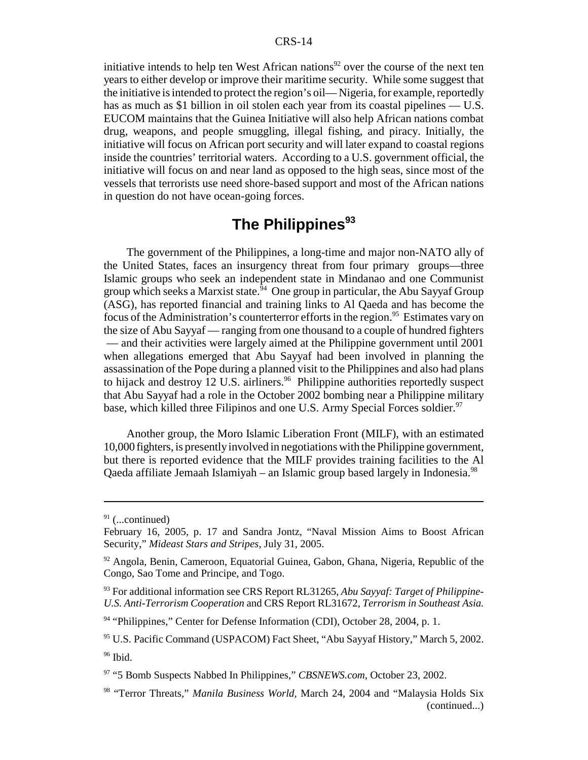initiative intends to help ten West African nations[92] over the course of the next ten years to either develop or improve their maritime security. While some suggest that the initiative is intended to protect the region's oil — Nigeria, for example, reportedly has as much as $1 billion in oil stolen each year from its coastal pipelines — U.S. EUCOM maintains that the Guinea Initiative will also help African nations combat drug, weapons, and people smuggling, illegal fishing, and piracy. Initially, the initiative will focus on African port security and will later expand to coastal regions inside the countries' territorial waters. According to a U.S. government official, the initiative will focus on and near land as opposed to the high seas, since most of the vessels that terrorists use need shore-based support and most of the African nations in question do not have ocean-going forces.

## The Philippines[93]

The government of the Philippines, a long-time and major non-NATO ally of the United States, faces an insurgency threat from four primary groups—three Islamic groups who seek an independent state in Mindanao and one Communist group which seeks a Marxist state.[94] One group in particular, the Abu Sayyaf Group (ASG), has reported financial and training links to Al Qaeda and has become the focus of the Administration's counterterror efforts in the region.[95] Estimates vary on the size of Abu Sayyaf — ranging from one thousand to a couple of hundred fighters — and their activities were largely aimed at the Philippine government until 2001 when allegations emerged that Abu Sayyaf had been involved in planning the assassination of the Pope during a planned visit to the Philippines and also had plans to hijack and destroy 12 U.S. airliners.[96] Philippine authorities reportedly suspect that Abu Sayyaf had a role in the October 2002 bombing near a Philippine military base, which killed three Filipinos and one U.S. Army Special Forces soldier.[97]

Another group, the Moro Islamic Liberation Front (MILF), with an estimated 10,000 fighters, is presently involved in negotiations with the Philippine government, but there is reported evidence that the MILF provides training facilities to the Al Qaeda affiliate Jemaah Islamiyah – an Islamic group based largely in Indonesia.[98]

---

[91] (...continued)
February 16, 2005, p. 17 and Sandra Jontz, "Naval Mission Aims to Boost African Security," *Mideast Stars and Stripes,* July 31, 2005.

[92] Angola, Benin, Cameroon, Equatorial Guinea, Gabon, Ghana, Nigeria, Republic of the Congo, Sao Tome and Principe, and Togo.

[93] For additional information see CRS Report RL31265, *Abu Sayyaf: Target of Philippine-U.S. Anti-Terrorism Cooperation* and CRS Report RL31672, *Terrorism in Southeast Asia.*

[94] "Philippines," Center for Defense Information (CDI), October 28, 2004, p. 1.

[95] U.S. Pacific Command (USPACOM) Fact Sheet, "Abu Sayyaf History," March 5, 2002.

[96] Ibid.

[97] "5 Bomb Suspects Nabbed In Philippines," *CBSNEWS.com,* October 23, 2002.

[98] "Terror Threats," *Manila Business World,* March 24, 2004 and "Malaysia Holds Six (continued...)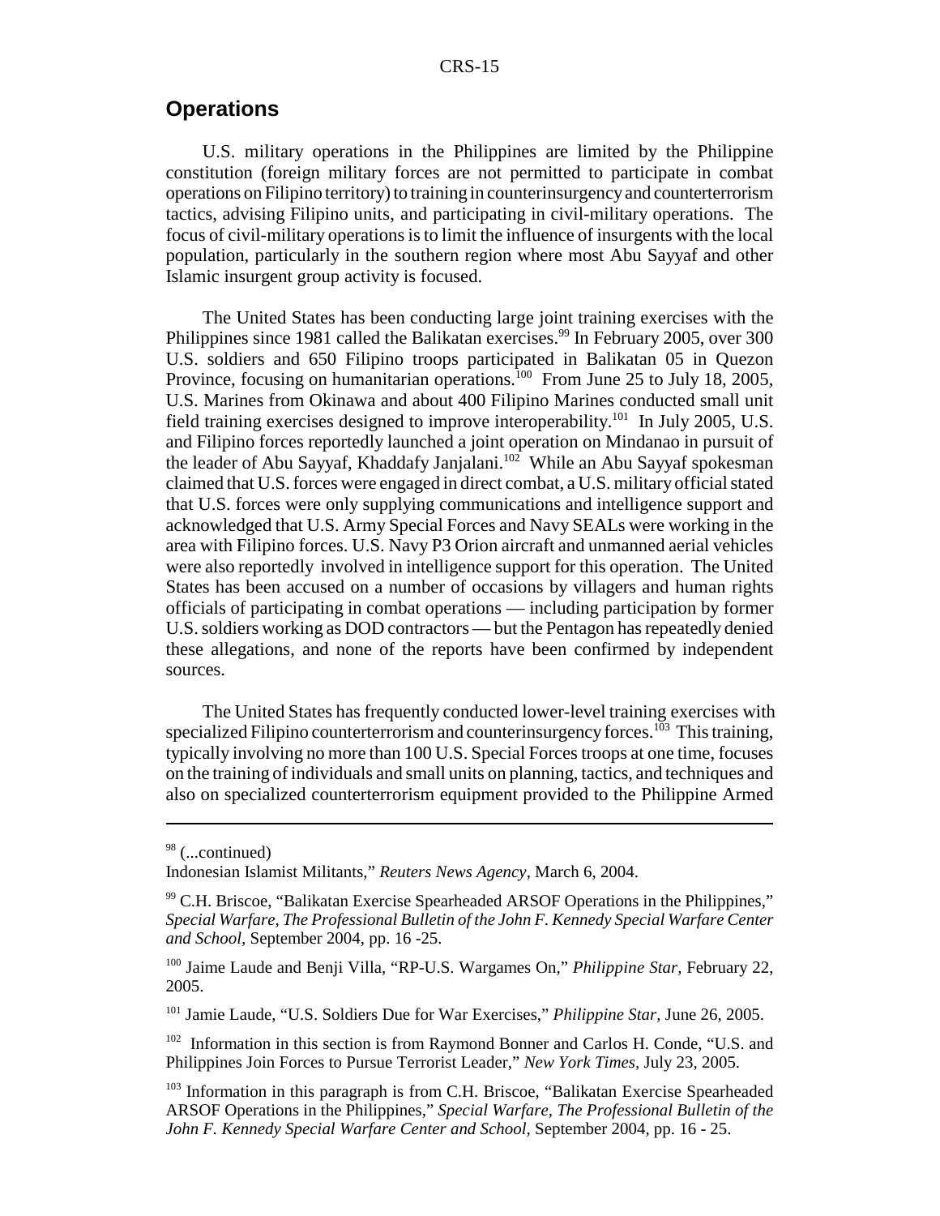## Operations

U.S. military operations in the Philippines are limited by the Philippine constitution (foreign military forces are not permitted to participate in combat operations on Filipino territory) to training in counterinsurgency and counterterrorism tactics, advising Filipino units, and participating in civil-military operations. The focus of civil-military operations is to limit the influence of insurgents with the local population, particularly in the southern region where most Abu Sayyaf and other Islamic insurgent group activity is focused.

The United States has been conducting large joint training exercises with the Philippines since 1981 called the Balikatan exercises.[99] In February 2005, over 300 U.S. soldiers and 650 Filipino troops participated in Balikatan 05 in Quezon Province, focusing on humanitarian operations.[100] From June 25 to July 18, 2005, U.S. Marines from Okinawa and about 400 Filipino Marines conducted small unit field training exercises designed to improve interoperability.[101] In July 2005, U.S. and Filipino forces reportedly launched a joint operation on Mindanao in pursuit of the leader of Abu Sayyaf, Khaddafy Janjalani.[102] While an Abu Sayyaf spokesman claimed that U.S. forces were engaged in direct combat, a U.S. military official stated that U.S. forces were only supplying communications and intelligence support and acknowledged that U.S. Army Special Forces and Navy SEALs were working in the area with Filipino forces. U.S. Navy P3 Orion aircraft and unmanned aerial vehicles were also reportedly involved in intelligence support for this operation. The United States has been accused on a number of occasions by villagers and human rights officials of participating in combat operations — including participation by former U.S. soldiers working as DOD contractors — but the Pentagon has repeatedly denied these allegations, and none of the reports have been confirmed by independent sources.

The United States has frequently conducted lower-level training exercises with specialized Filipino counterterrorism and counterinsurgency forces.[103] This training, typically involving no more than 100 U.S. Special Forces troops at one time, focuses on the training of individuals and small units on planning, tactics, and techniques and also on specialized counterterrorism equipment provided to the Philippine Armed

---

[98] (...continued)
Indonesian Islamist Militants," *Reuters News Agency,* March 6, 2004.

[99] C.H. Briscoe, "Balikatan Exercise Spearheaded ARSOF Operations in the Philippines," *Special Warfare, The Professional Bulletin of the John F. Kennedy Special Warfare Center and School,* September 2004, pp. 16 -25.

[100] Jaime Laude and Benji Villa, "RP-U.S. Wargames On," *Philippine Star,* February 22, 2005.

[101] Jamie Laude, "U.S. Soldiers Due for War Exercises," *Philippine Star,* June 26, 2005.

[102] Information in this section is from Raymond Bonner and Carlos H. Conde, "U.S. and Philippines Join Forces to Pursue Terrorist Leader," *New York Times,* July 23, 2005.

[103] Information in this paragraph is from C.H. Briscoe, "Balikatan Exercise Spearheaded ARSOF Operations in the Philippines," *Special Warfare, The Professional Bulletin of the John F. Kennedy Special Warfare Center and School,* September 2004, pp. 16 - 25.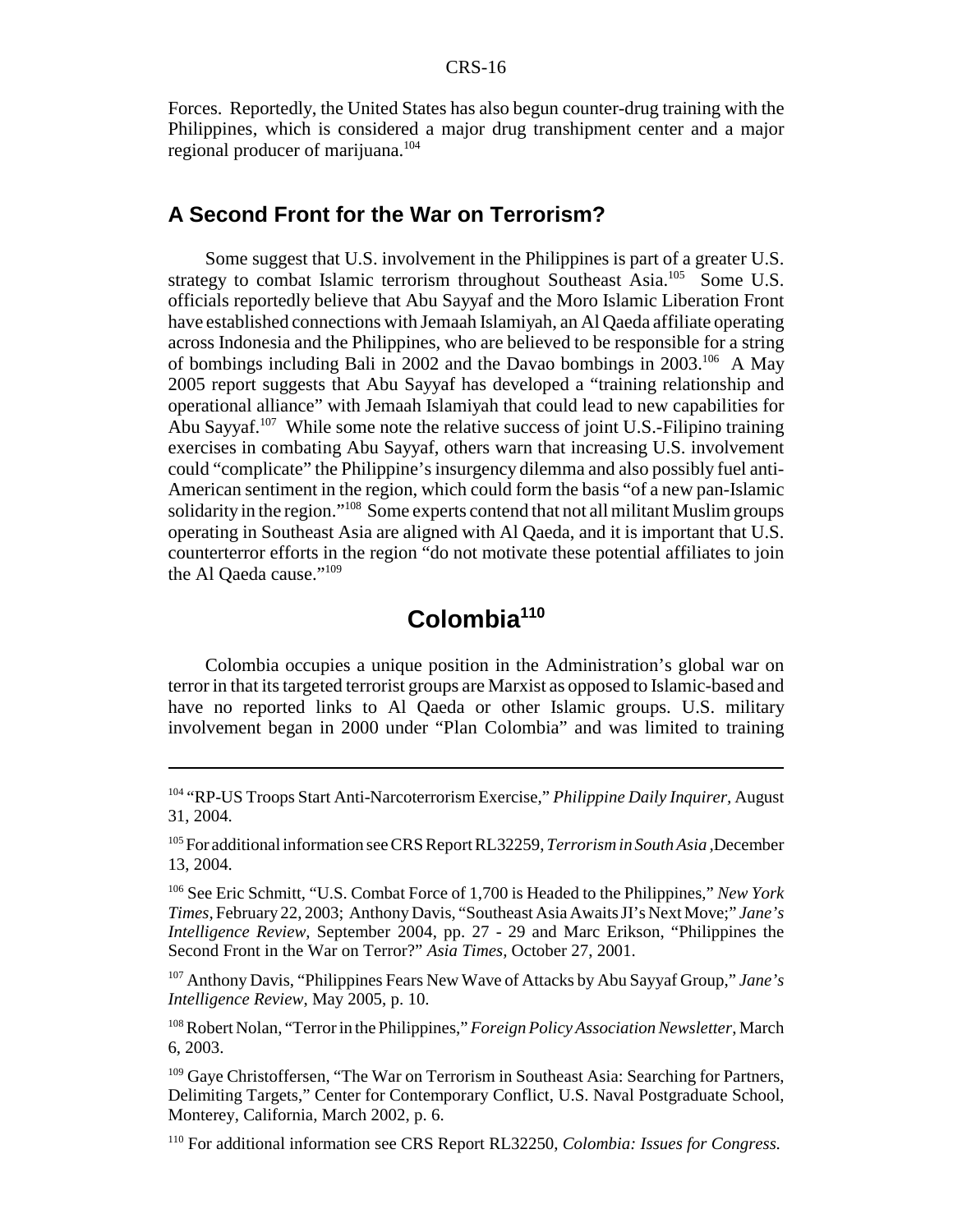Forces. Reportedly, the United States has also begun counter-drug training with the Philippines, which is considered a major drug transhipment center and a major regional producer of marijuana.[104]

### A Second Front for the War on Terrorism?

Some suggest that U.S. involvement in the Philippines is part of a greater U.S. strategy to combat Islamic terrorism throughout Southeast Asia.[105] Some U.S. officials reportedly believe that Abu Sayyaf and the Moro Islamic Liberation Front have established connections with Jemaah Islamiyah, an Al Qaeda affiliate operating across Indonesia and the Philippines, who are believed to be responsible for a string of bombings including Bali in 2002 and the Davao bombings in 2003.[106] A May 2005 report suggests that Abu Sayyaf has developed a "training relationship and operational alliance" with Jemaah Islamiyah that could lead to new capabilities for Abu Sayyaf.[107] While some note the relative success of joint U.S.-Filipino training exercises in combating Abu Sayyaf, others warn that increasing U.S. involvement could "complicate" the Philippine's insurgency dilemma and also possibly fuel anti-American sentiment in the region, which could form the basis "of a new pan-Islamic solidarity in the region."[108] Some experts contend that not all militant Muslim groups operating in Southeast Asia are aligned with Al Qaeda, and it is important that U.S. counterterror efforts in the region "do not motivate these potential affiliates to join the Al Qaeda cause."[109]

## Colombia[110]

Colombia occupies a unique position in the Administration's global war on terror in that its targeted terrorist groups are Marxist as opposed to Islamic-based and have no reported links to Al Qaeda or other Islamic groups. U.S. military involvement began in 2000 under "Plan Colombia" and was limited to training

---

[104] "RP-US Troops Start Anti-Narcoterrorism Exercise," *Philippine Daily Inquirer,* August 31, 2004.

[105] For additional information see CRS Report RL32259, *Terrorism in South Asia* ,December 13, 2004.

[106] See Eric Schmitt, "U.S. Combat Force of 1,700 is Headed to the Philippines," *New York Times,* February 22, 2003; Anthony Davis, "Southeast Asia Awaits JI's Next Move;" *Jane's Intelligence Review,* September 2004, pp. 27 - 29 and Marc Erikson, "Philippines the Second Front in the War on Terror?" *Asia Times,* October 27, 2001.

[107] Anthony Davis, "Philippines Fears New Wave of Attacks by Abu Sayyaf Group," *Jane's Intelligence Review*, May 2005, p. 10.

[108] Robert Nolan, "Terror in the Philippines," *Foreign Policy Association Newsletter*, March 6, 2003.

[109] Gaye Christoffersen, "The War on Terrorism in Southeast Asia: Searching for Partners, Delimiting Targets," Center for Contemporary Conflict, U.S. Naval Postgraduate School, Monterey, California, March 2002, p. 6.

[110] For additional information see CRS Report RL32250, *Colombia: Issues for Congress.*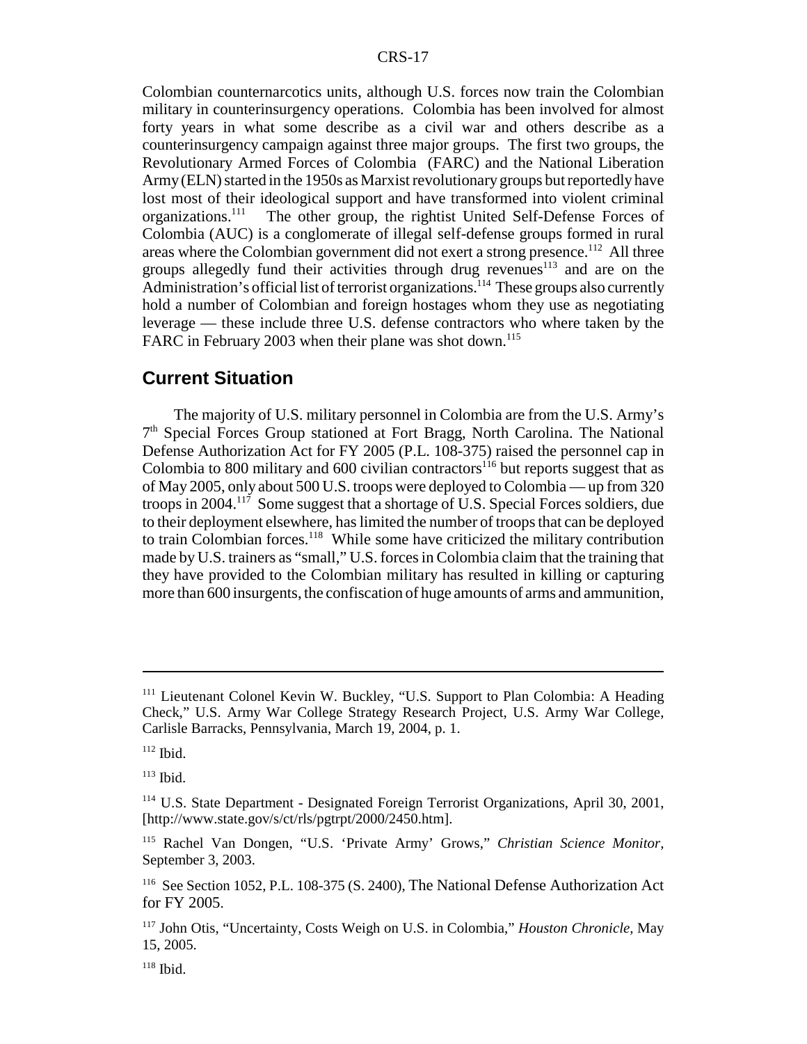Colombian counternarcotics units, although U.S. forces now train the Colombian military in counterinsurgency operations. Colombia has been involved for almost forty years in what some describe as a civil war and others describe as a counterinsurgency campaign against three major groups. The first two groups, the Revolutionary Armed Forces of Colombia (FARC) and the National Liberation Army (ELN) started in the 1950s as Marxist revolutionary groups but reportedly have lost most of their ideological support and have transformed into violent criminal organizations.[111] The other group, the rightist United Self-Defense Forces of Colombia (AUC) is a conglomerate of illegal self-defense groups formed in rural areas where the Colombian government did not exert a strong presence.[112] All three groups allegedly fund their activities through drug revenues[113] and are on the Administration's official list of terrorist organizations.[114] These groups also currently hold a number of Colombian and foreign hostages whom they use as negotiating leverage — these include three U.S. defense contractors who where taken by the FARC in February 2003 when their plane was shot down.[115]

## Current Situation

The majority of U.S. military personnel in Colombia are from the U.S. Army's 7th Special Forces Group stationed at Fort Bragg, North Carolina. The National Defense Authorization Act for FY 2005 (P.L. 108-375) raised the personnel cap in Colombia to 800 military and 600 civilian contractors[116] but reports suggest that as of May 2005, only about 500 U.S. troops were deployed to Colombia — up from 320 troops in 2004.[117] Some suggest that a shortage of U.S. Special Forces soldiers, due to their deployment elsewhere, has limited the number of troops that can be deployed to train Colombian forces.[118] While some have criticized the military contribution made by U.S. trainers as "small," U.S. forces in Colombia claim that the training that they have provided to the Colombian military has resulted in killing or capturing more than 600 insurgents, the confiscation of huge amounts of arms and ammunition,

---

[111] Lieutenant Colonel Kevin W. Buckley, "U.S. Support to Plan Colombia: A Heading Check," U.S. Army War College Strategy Research Project, U.S. Army War College, Carlisle Barracks, Pennsylvania, March 19, 2004, p. 1.

[112] Ibid.

[113] Ibid.

[114] U.S. State Department - Designated Foreign Terrorist Organizations, April 30, 2001, [http://www.state.gov/s/ct/rls/pgtrpt/2000/2450.htm].

[115] Rachel Van Dongen, "U.S. 'Private Army' Grows," *Christian Science Monitor*, September 3, 2003.

[116] See Section 1052, P.L. 108-375 (S. 2400), The National Defense Authorization Act for FY 2005.

[117] John Otis, "Uncertainty, Costs Weigh on U.S. in Colombia," *Houston Chronicle*, May 15, 2005.

[118] Ibid.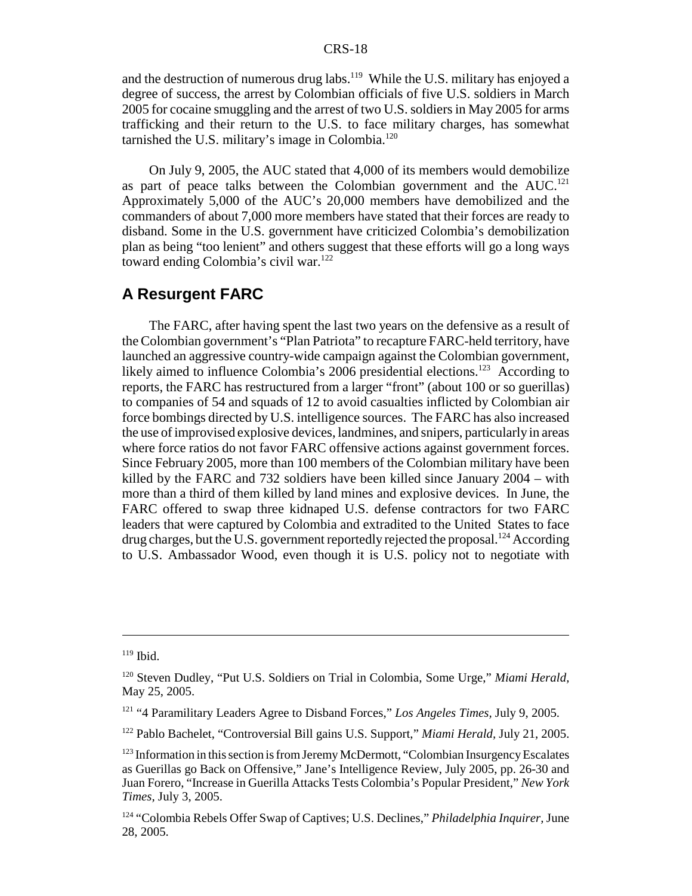and the destruction of numerous drug labs.[119] While the U.S. military has enjoyed a degree of success, the arrest by Colombian officials of five U.S. soldiers in March 2005 for cocaine smuggling and the arrest of two U.S. soldiers in May 2005 for arms trafficking and their return to the U.S. to face military charges, has somewhat tarnished the U.S. military's image in Colombia.[120]

On July 9, 2005, the AUC stated that 4,000 of its members would demobilize as part of peace talks between the Colombian government and the AUC.[121] Approximately 5,000 of the AUC's 20,000 members have demobilized and the commanders of about 7,000 more members have stated that their forces are ready to disband. Some in the U.S. government have criticized Colombia's demobilization plan as being "too lenient" and others suggest that these efforts will go a long ways toward ending Colombia's civil war.[122]

## A Resurgent FARC

The FARC, after having spent the last two years on the defensive as a result of the Colombian government's "Plan Patriota" to recapture FARC-held territory, have launched an aggressive country-wide campaign against the Colombian government, likely aimed to influence Colombia's 2006 presidential elections.[123] According to reports, the FARC has restructured from a larger "front" (about 100 or so guerillas) to companies of 54 and squads of 12 to avoid casualties inflicted by Colombian air force bombings directed by U.S. intelligence sources. The FARC has also increased the use of improvised explosive devices, landmines, and snipers, particularly in areas where force ratios do not favor FARC offensive actions against government forces. Since February 2005, more than 100 members of the Colombian military have been killed by the FARC and 732 soldiers have been killed since January 2004 – with more than a third of them killed by land mines and explosive devices. In June, the FARC offered to swap three kidnaped U.S. defense contractors for two FARC leaders that were captured by Colombia and extradited to the United States to face drug charges, but the U.S. government reportedly rejected the proposal.[124] According to U.S. Ambassador Wood, even though it is U.S. policy not to negotiate with

---

[119] Ibid.

[120] Steven Dudley, "Put U.S. Soldiers on Trial in Colombia, Some Urge," *Miami Herald,* May 25, 2005.

[121] "4 Paramilitary Leaders Agree to Disband Forces," *Los Angeles Times,* July 9, 2005.

[122] Pablo Bachelet, "Controversial Bill gains U.S. Support," *Miami Herald,* July 21, 2005.

[123] Information in this section is from Jeremy McDermott, "Colombian Insurgency Escalates as Guerillas go Back on Offensive," Jane's Intelligence Review, July 2005, pp. 26-30 and Juan Forero, "Increase in Guerilla Attacks Tests Colombia's Popular President," *New York Times,* July 3, 2005.

[124] "Colombia Rebels Offer Swap of Captives; U.S. Declines," *Philadelphia Inquirer,* June 28, 2005.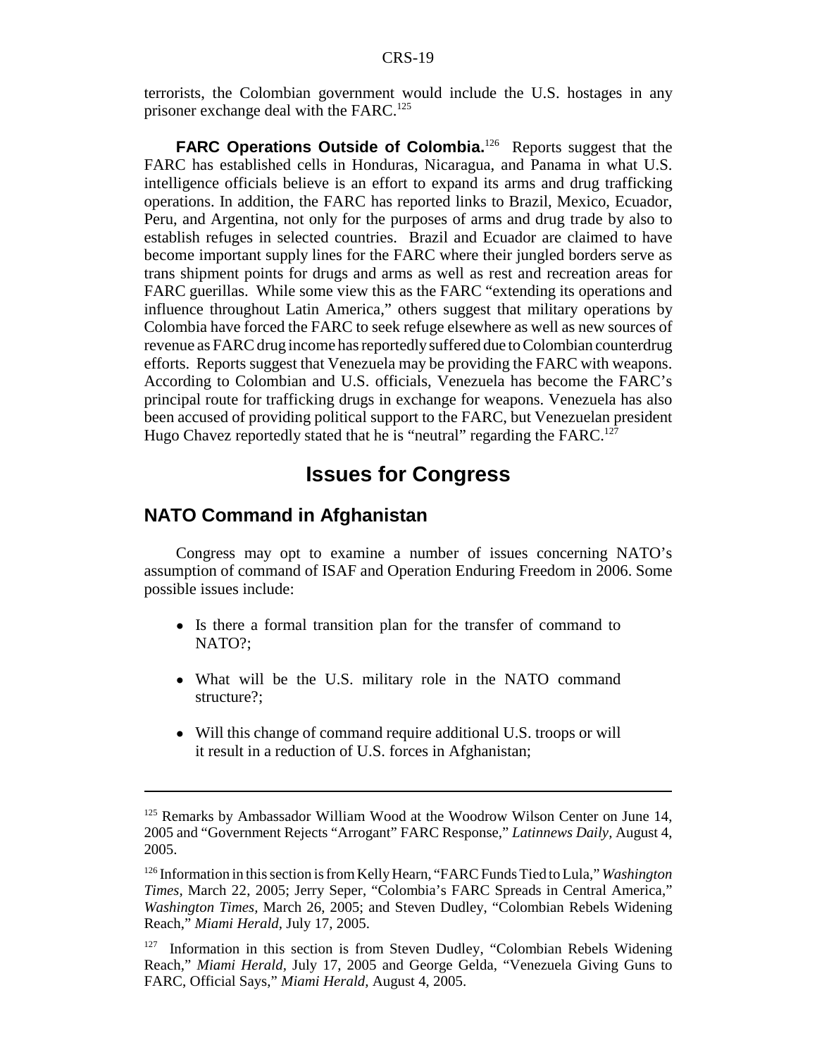terrorists, the Colombian government would include the U.S. hostages in any prisoner exchange deal with the FARC.[125]

**FARC Operations Outside of Colombia.**[126] Reports suggest that the FARC has established cells in Honduras, Nicaragua, and Panama in what U.S. intelligence officials believe is an effort to expand its arms and drug trafficking operations. In addition, the FARC has reported links to Brazil, Mexico, Ecuador, Peru, and Argentina, not only for the purposes of arms and drug trade by also to establish refuges in selected countries. Brazil and Ecuador are claimed to have become important supply lines for the FARC where their jungled borders serve as trans shipment points for drugs and arms as well as rest and recreation areas for FARC guerillas. While some view this as the FARC "extending its operations and influence throughout Latin America," others suggest that military operations by Colombia have forced the FARC to seek refuge elsewhere as well as new sources of revenue as FARC drug income has reportedly suffered due to Colombian counterdrug efforts. Reports suggest that Venezuela may be providing the FARC with weapons. According to Colombian and U.S. officials, Venezuela has become the FARC's principal route for trafficking drugs in exchange for weapons. Venezuela has also been accused of providing political support to the FARC, but Venezuelan president Hugo Chavez reportedly stated that he is "neutral" regarding the FARC.[127]

# Issues for Congress

## NATO Command in Afghanistan

Congress may opt to examine a number of issues concerning NATO's assumption of command of ISAF and Operation Enduring Freedom in 2006. Some possible issues include:

- Is there a formal transition plan for the transfer of command to NATO?;
- What will be the U.S. military role in the NATO command structure?;
- Will this change of command require additional U.S. troops or will it result in a reduction of U.S. forces in Afghanistan;

---

[125] Remarks by Ambassador William Wood at the Woodrow Wilson Center on June 14, 2005 and "Government Rejects "Arrogant" FARC Response," *Latinnews Daily*, August 4, 2005.

[126] Information in this section is from Kelly Hearn, "FARC Funds Tied to Lula," *Washington Times*, March 22, 2005; Jerry Seper, "Colombia's FARC Spreads in Central America," *Washington Times*, March 26, 2005; and Steven Dudley, "Colombian Rebels Widening Reach," *Miami Herald*, July 17, 2005.

[127] Information in this section is from Steven Dudley, "Colombian Rebels Widening Reach," *Miami Herald*, July 17, 2005 and George Gelda, "Venezuela Giving Guns to FARC, Official Says," *Miami Herald*, August 4, 2005.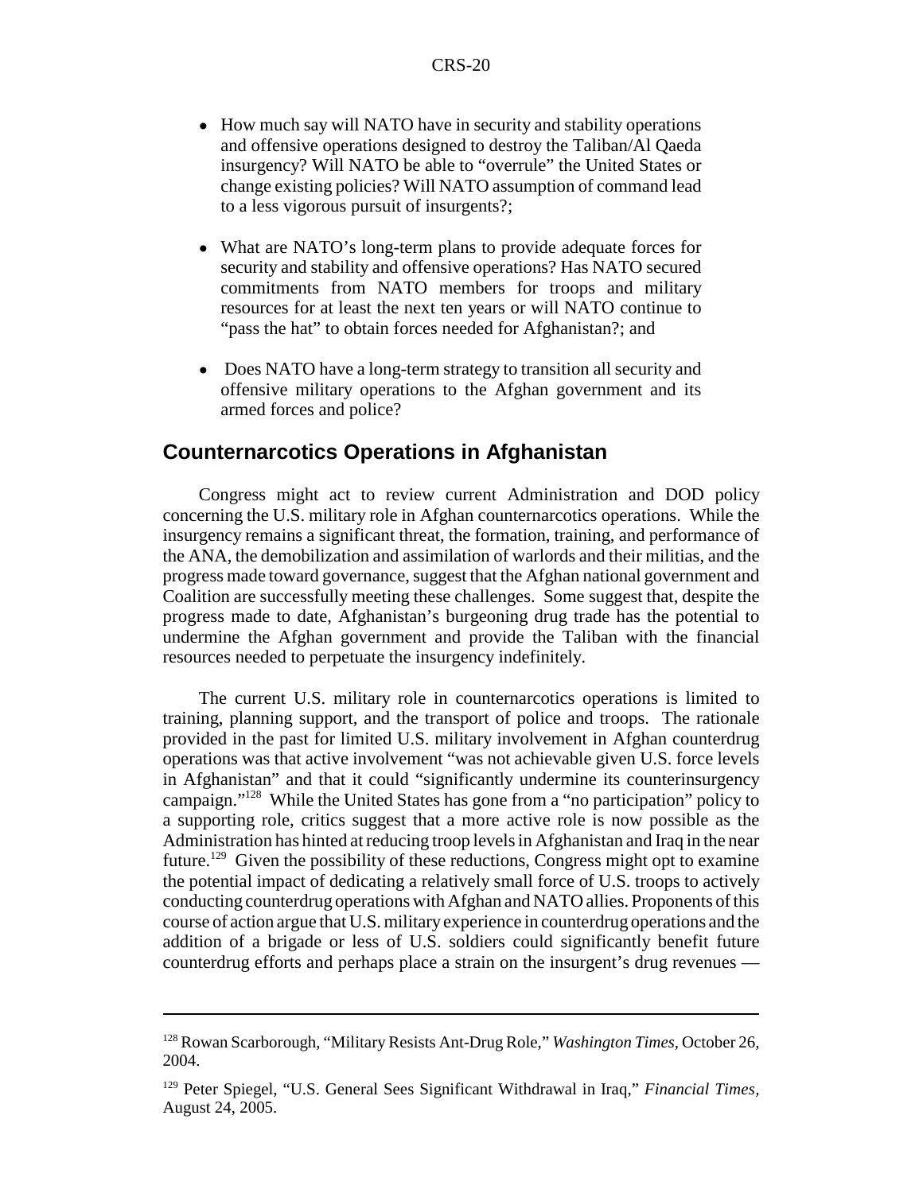- How much say will NATO have in security and stability operations and offensive operations designed to destroy the Taliban/Al Qaeda insurgency? Will NATO be able to "overrule" the United States or change existing policies? Will NATO assumption of command lead to a less vigorous pursuit of insurgents?;

- What are NATO's long-term plans to provide adequate forces for security and stability and offensive operations? Has NATO secured commitments from NATO members for troops and military resources for at least the next ten years or will NATO continue to "pass the hat" to obtain forces needed for Afghanistan?; and

- Does NATO have a long-term strategy to transition all security and offensive military operations to the Afghan government and its armed forces and police?

## Counternarcotics Operations in Afghanistan

Congress might act to review current Administration and DOD policy concerning the U.S. military role in Afghan counternarcotics operations. While the insurgency remains a significant threat, the formation, training, and performance of the ANA, the demobilization and assimilation of warlords and their militias, and the progress made toward governance, suggest that the Afghan national government and Coalition are successfully meeting these challenges. Some suggest that, despite the progress made to date, Afghanistan's burgeoning drug trade has the potential to undermine the Afghan government and provide the Taliban with the financial resources needed to perpetuate the insurgency indefinitely.

The current U.S. military role in counternarcotics operations is limited to training, planning support, and the transport of police and troops. The rationale provided in the past for limited U.S. military involvement in Afghan counterdrug operations was that active involvement "was not achievable given U.S. force levels in Afghanistan" and that it could "significantly undermine its counterinsurgency campaign."[128] While the United States has gone from a "no participation" policy to a supporting role, critics suggest that a more active role is now possible as the Administration has hinted at reducing troop levels in Afghanistan and Iraq in the near future.[129] Given the possibility of these reductions, Congress might opt to examine the potential impact of dedicating a relatively small force of U.S. troops to actively conducting counterdrug operations with Afghan and NATO allies. Proponents of this course of action argue that U.S. military experience in counterdrug operations and the addition of a brigade or less of U.S. soldiers could significantly benefit future counterdrug efforts and perhaps place a strain on the insurgent's drug revenues —

---

[128] Rowan Scarborough, "Military Resists Ant-Drug Role," *Washington Times*, October 26, 2004.

[129] Peter Spiegel, "U.S. General Sees Significant Withdrawal in Iraq," *Financial Times*, August 24, 2005.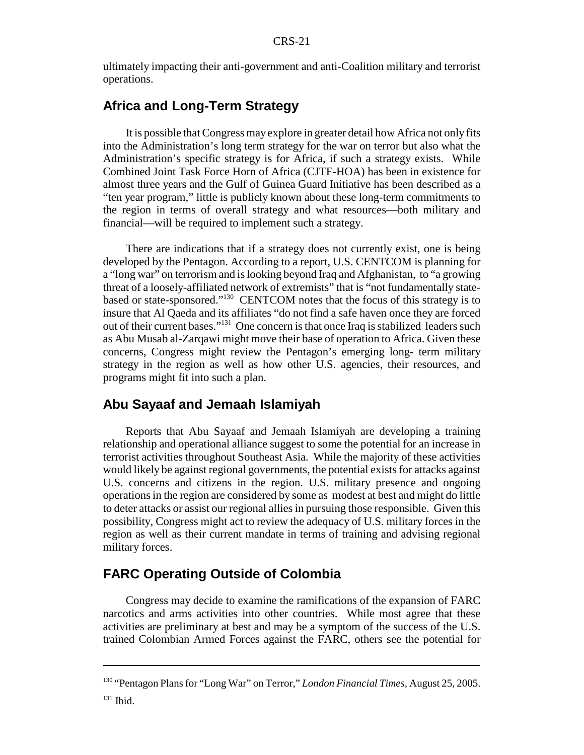ultimately impacting their anti-government and anti-Coalition military and terrorist operations.

## Africa and Long-Term Strategy

It is possible that Congress may explore in greater detail how Africa not only fits into the Administration's long term strategy for the war on terror but also what the Administration's specific strategy is for Africa, if such a strategy exists. While Combined Joint Task Force Horn of Africa (CJTF-HOA) has been in existence for almost three years and the Gulf of Guinea Guard Initiative has been described as a "ten year program," little is publicly known about these long-term commitments to the region in terms of overall strategy and what resources—both military and financial—will be required to implement such a strategy.

There are indications that if a strategy does not currently exist, one is being developed by the Pentagon. According to a report, U.S. CENTCOM is planning for a "long war" on terrorism and is looking beyond Iraq and Afghanistan, to "a growing threat of a loosely-affiliated network of extremists" that is "not fundamentally state-based or state-sponsored."[130] CENTCOM notes that the focus of this strategy is to insure that Al Qaeda and its affiliates "do not find a safe haven once they are forced out of their current bases."[131] One concern is that once Iraq is stabilized leaders such as Abu Musab al-Zarqawi might move their base of operation to Africa. Given these concerns, Congress might review the Pentagon's emerging long- term military strategy in the region as well as how other U.S. agencies, their resources, and programs might fit into such a plan.

## Abu Sayaaf and Jemaah Islamiyah

Reports that Abu Sayaaf and Jemaah Islamiyah are developing a training relationship and operational alliance suggest to some the potential for an increase in terrorist activities throughout Southeast Asia. While the majority of these activities would likely be against regional governments, the potential exists for attacks against U.S. concerns and citizens in the region. U.S. military presence and ongoing operations in the region are considered by some as modest at best and might do little to deter attacks or assist our regional allies in pursuing those responsible. Given this possibility, Congress might act to review the adequacy of U.S. military forces in the region as well as their current mandate in terms of training and advising regional military forces.

## FARC Operating Outside of Colombia

Congress may decide to examine the ramifications of the expansion of FARC narcotics and arms activities into other countries. While most agree that these activities are preliminary at best and may be a symptom of the success of the U.S. trained Colombian Armed Forces against the FARC, others see the potential for

---

[130] "Pentagon Plans for "Long War" on Terror," *London Financial Times,* August 25, 2005.

[131] Ibid.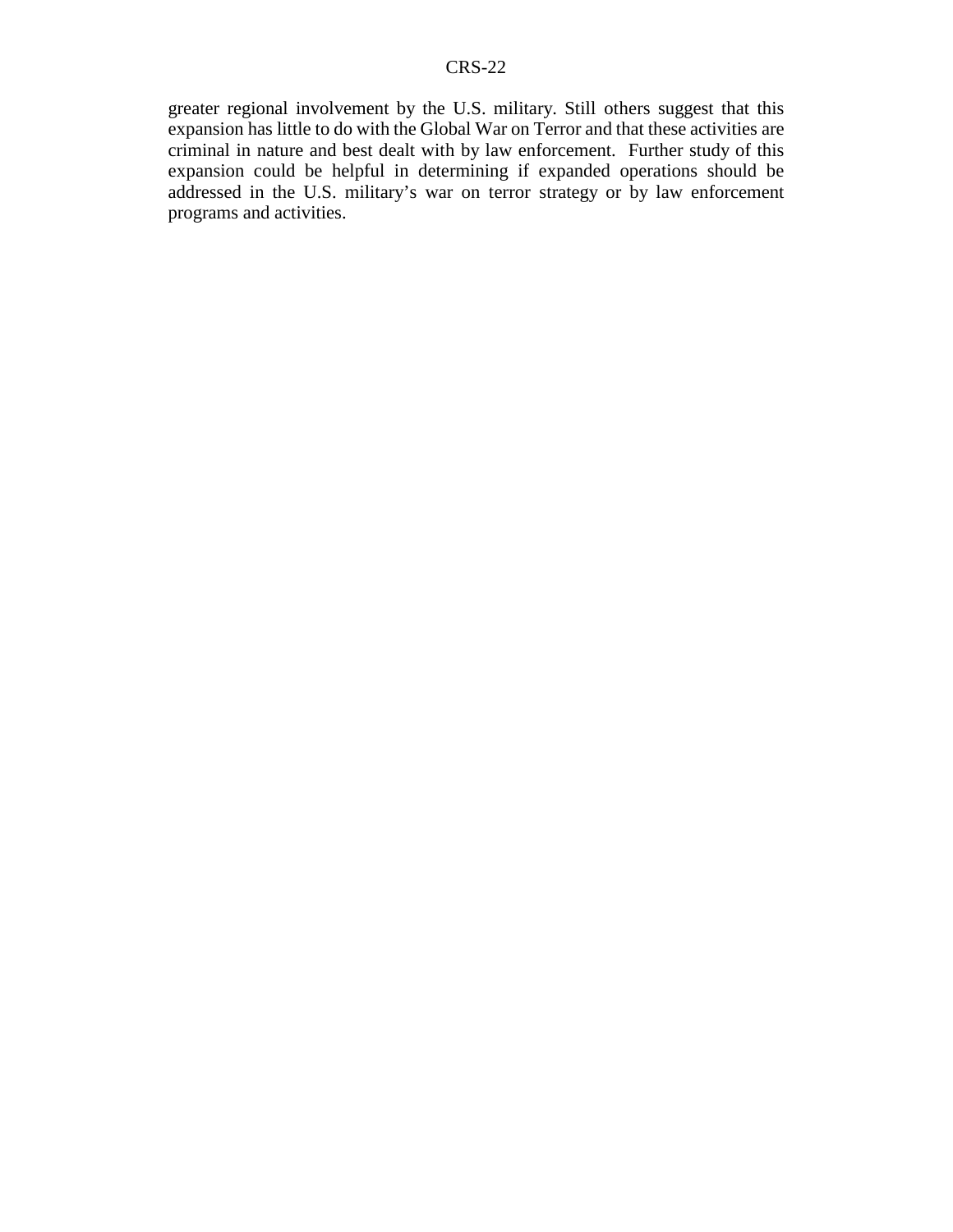greater regional involvement by the U.S. military. Still others suggest that this expansion has little to do with the Global War on Terror and that these activities are criminal in nature and best dealt with by law enforcement. Further study of this expansion could be helpful in determining if expanded operations should be addressed in the U.S. military's war on terror strategy or by law enforcement programs and activities.